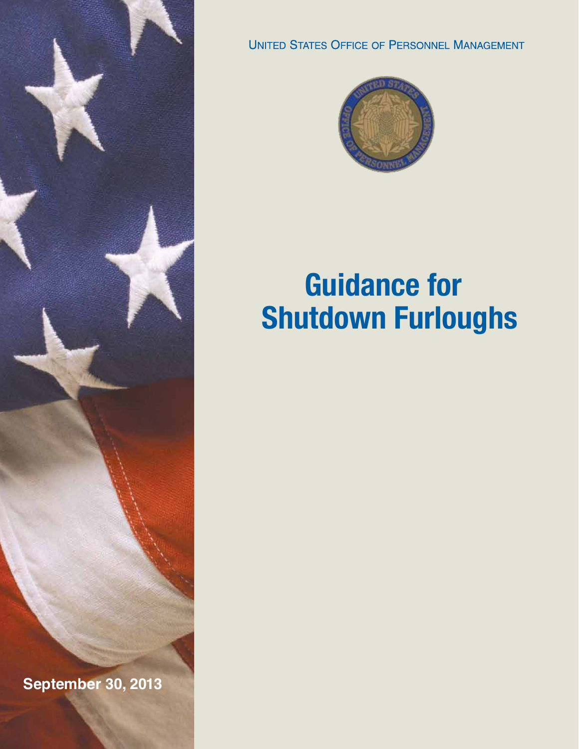United States Office of Personnel Management

# Guidance for Shutdown Furloughs

**September 30, 2013**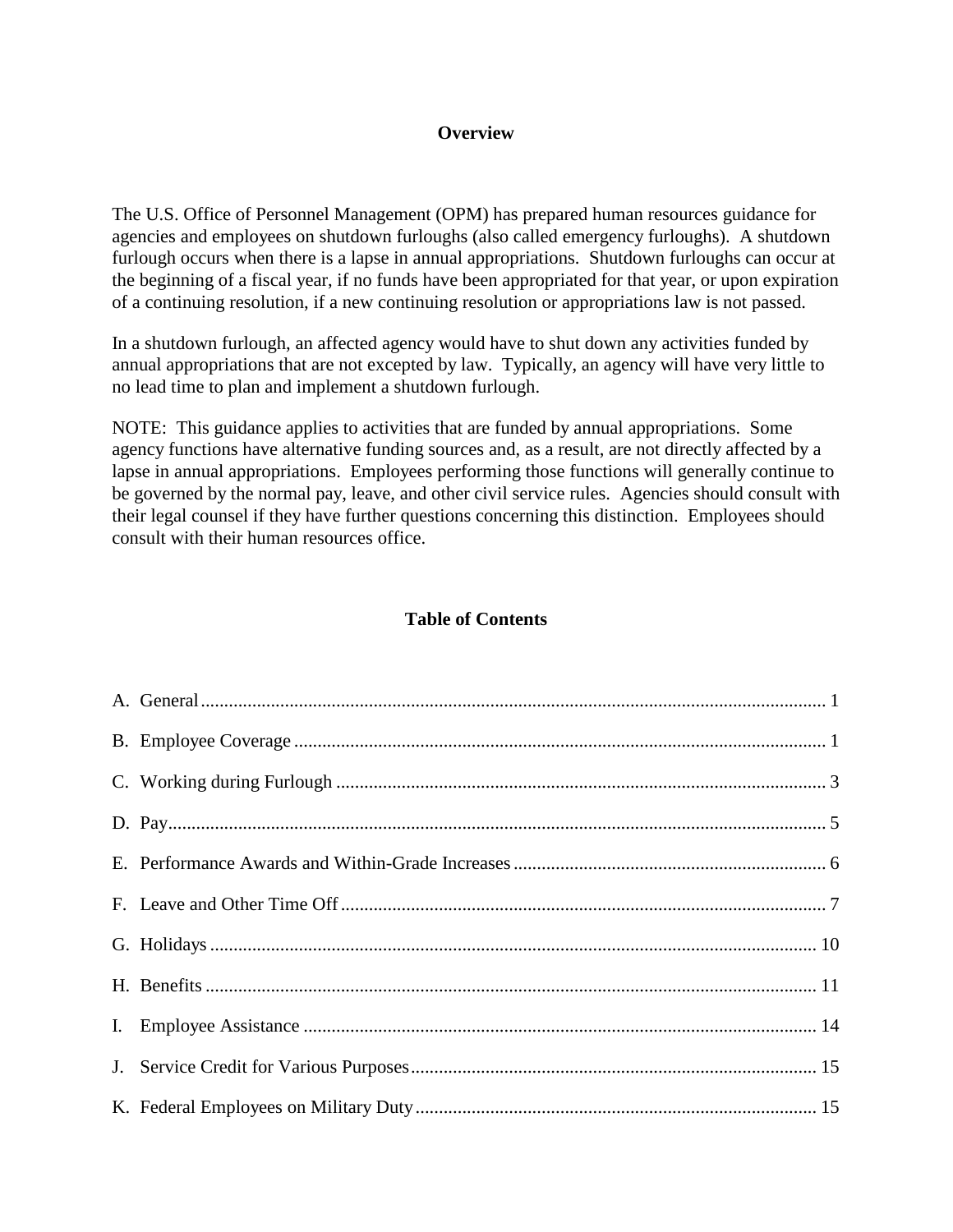## Overview

The U.S. Office of Personnel Management (OPM) has prepared human resources guidance for agencies and employees on shutdown furloughs (also called emergency furloughs). A shutdown furlough occurs when there is a lapse in annual appropriations. Shutdown furloughs can occur at the beginning of a fiscal year, if no funds have been appropriated for that year, or upon expiration of a continuing resolution, if a new continuing resolution or appropriations law is not passed.

In a shutdown furlough, an affected agency would have to shut down any activities funded by annual appropriations that are not excepted by law. Typically, an agency will have very little to no lead time to plan and implement a shutdown furlough.

NOTE: This guidance applies to activities that are funded by annual appropriations. Some agency functions have alternative funding sources and, as a result, are not directly affected by a lapse in annual appropriations. Employees performing those functions will generally continue to be governed by the normal pay, leave, and other civil service rules. Agencies should consult with their legal counsel if they have further questions concerning this distinction. Employees should consult with their human resources office.

## Table of Contents

A. General ..... 1

B. Employee Coverage ..... 1

C. Working during Furlough ..... 3

D. Pay ..... 5

E. Performance Awards and Within-Grade Increases ..... 6

F. Leave and Other Time Off ..... 7

G. Holidays ..... 10

H. Benefits ..... 11

I. Employee Assistance ..... 14

J. Service Credit for Various Purposes ..... 15

K. Federal Employees on Military Duty ..... 15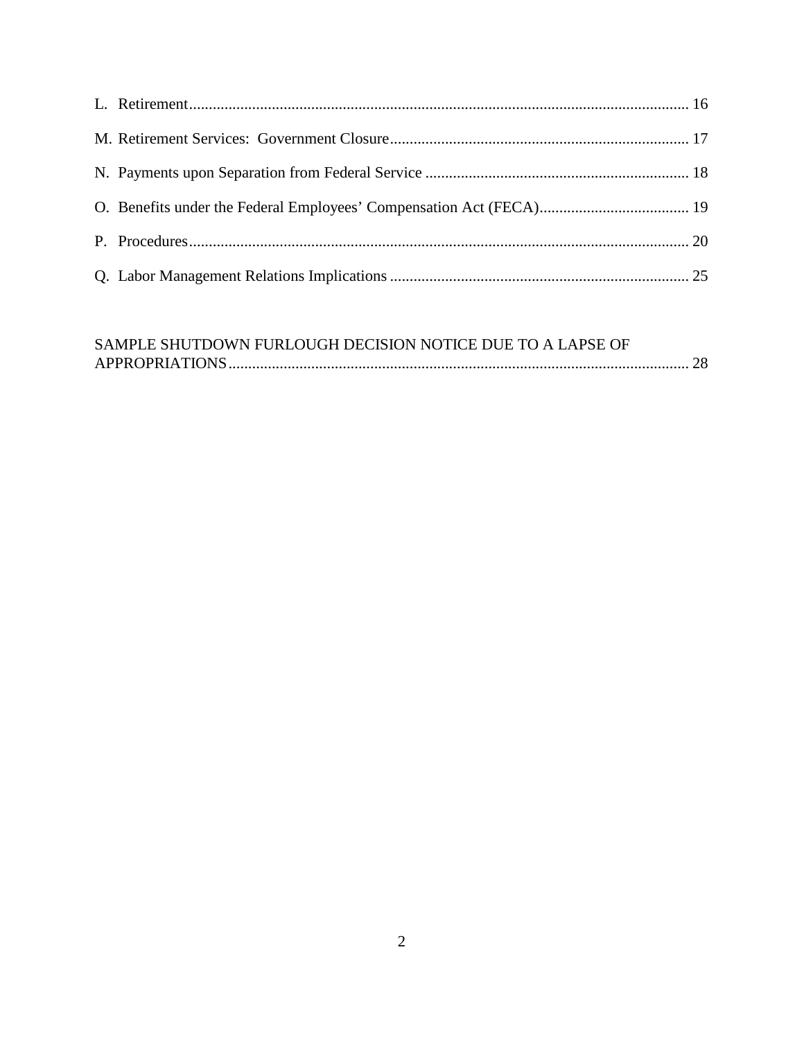L. Retirement ............................................................................................................................ 16

M. Retirement Services: Government Closure ............................................................................ 17

N. Payments upon Separation from Federal Service ................................................................... 18

O. Benefits under the Federal Employees' Compensation Act (FECA) ...................................... 19

P. Procedures ............................................................................................................................. 20

Q. Labor Management Relations Implications ............................................................................ 25

SAMPLE SHUTDOWN FURLOUGH DECISION NOTICE DUE TO A LAPSE OF APPROPRIATIONS ..................................................................................................................... 28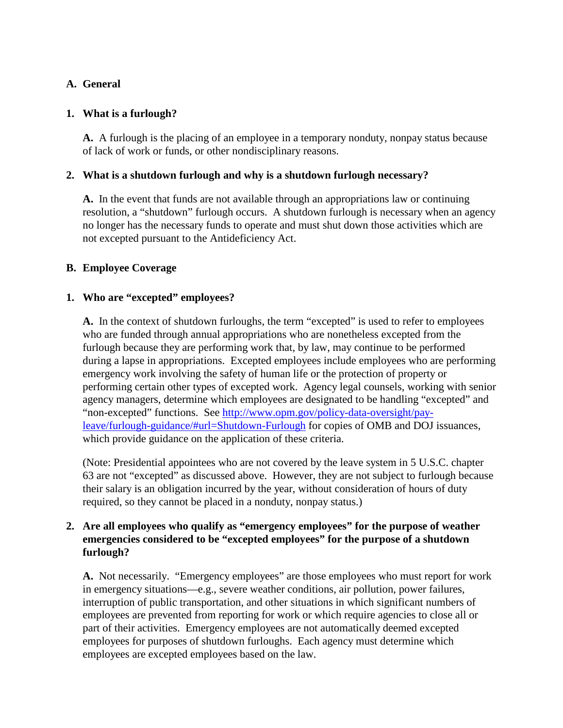## A. General

### 1. What is a furlough?

**A.** A furlough is the placing of an employee in a temporary nonduty, nonpay status because of lack of work or funds, or other nondisciplinary reasons.

### 2. What is a shutdown furlough and why is a shutdown furlough necessary?

**A.** In the event that funds are not available through an appropriations law or continuing resolution, a "shutdown" furlough occurs. A shutdown furlough is necessary when an agency no longer has the necessary funds to operate and must shut down those activities which are not excepted pursuant to the Antideficiency Act.

## B. Employee Coverage

### 1. Who are "excepted" employees?

**A.** In the context of shutdown furloughs, the term "excepted" is used to refer to employees who are funded through annual appropriations who are nonetheless excepted from the furlough because they are performing work that, by law, may continue to be performed during a lapse in appropriations. Excepted employees include employees who are performing emergency work involving the safety of human life or the protection of property or performing certain other types of excepted work. Agency legal counsels, working with senior agency managers, determine which employees are designated to be handling "excepted" and "non-excepted" functions. See [http://www.opm.gov/policy-data-oversight/pay-leave/furlough-guidance/#url=Shutdown-Furlough](http://www.opm.gov/policy-data-oversight/pay-leave/furlough-guidance/#url=Shutdown-Furlough) for copies of OMB and DOJ issuances, which provide guidance on the application of these criteria.

(Note: Presidential appointees who are not covered by the leave system in 5 U.S.C. chapter 63 are not "excepted" as discussed above. However, they are not subject to furlough because their salary is an obligation incurred by the year, without consideration of hours of duty required, so they cannot be placed in a nonduty, nonpay status.)

### 2. Are all employees who qualify as "emergency employees" for the purpose of weather emergencies considered to be "excepted employees" for the purpose of a shutdown furlough?

**A.** Not necessarily. "Emergency employees" are those employees who must report for work in emergency situations—e.g., severe weather conditions, air pollution, power failures, interruption of public transportation, and other situations in which significant numbers of employees are prevented from reporting for work or which require agencies to close all or part of their activities. Emergency employees are not automatically deemed excepted employees for purposes of shutdown furloughs. Each agency must determine which employees are excepted employees based on the law.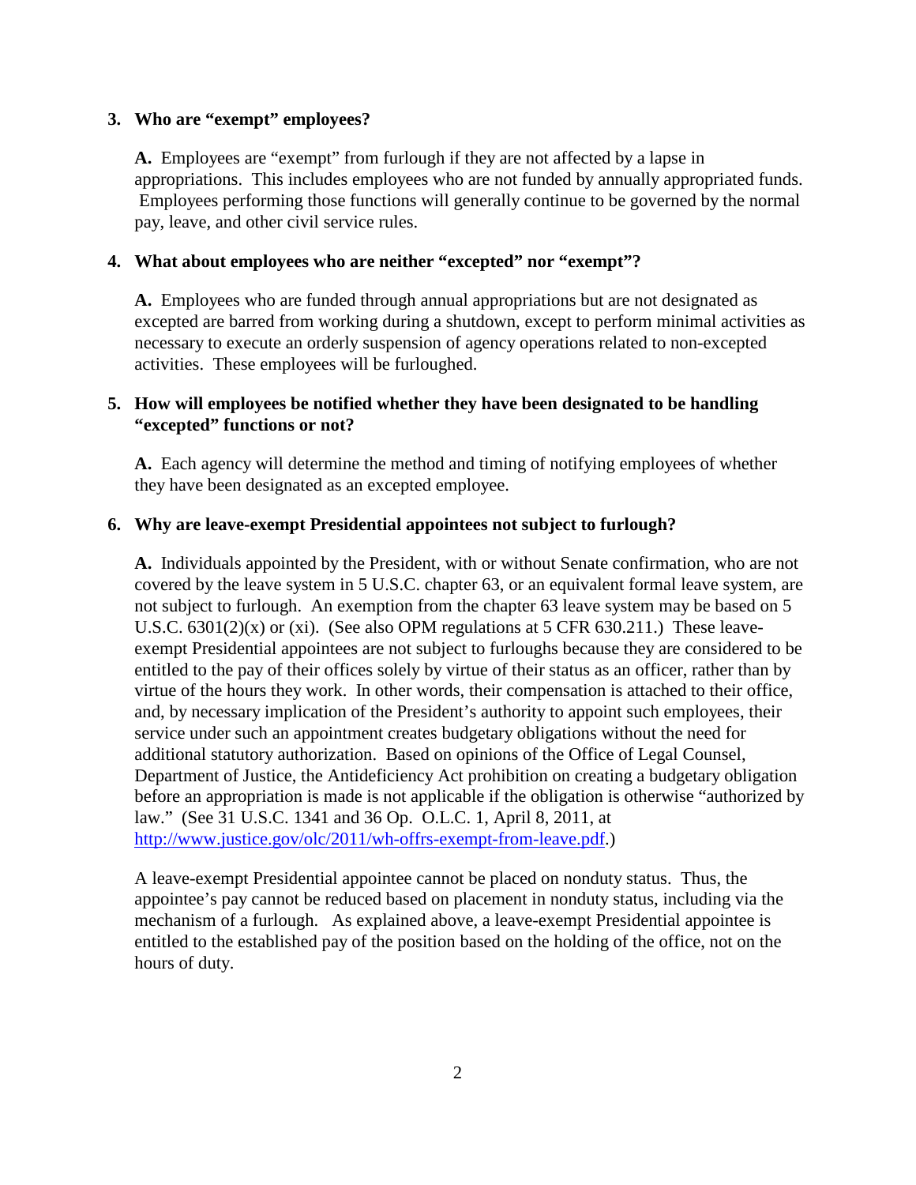**3. Who are "exempt" employees?**

**A.** Employees are "exempt" from furlough if they are not affected by a lapse in appropriations. This includes employees who are not funded by annually appropriated funds. Employees performing those functions will generally continue to be governed by the normal pay, leave, and other civil service rules.

**4. What about employees who are neither "excepted" nor "exempt"?**

**A.** Employees who are funded through annual appropriations but are not designated as excepted are barred from working during a shutdown, except to perform minimal activities as necessary to execute an orderly suspension of agency operations related to non-excepted activities. These employees will be furloughed.

**5. How will employees be notified whether they have been designated to be handling "excepted" functions or not?**

**A.** Each agency will determine the method and timing of notifying employees of whether they have been designated as an excepted employee.

**6. Why are leave-exempt Presidential appointees not subject to furlough?**

**A.** Individuals appointed by the President, with or without Senate confirmation, who are not covered by the leave system in 5 U.S.C. chapter 63, or an equivalent formal leave system, are not subject to furlough. An exemption from the chapter 63 leave system may be based on 5 U.S.C. 6301(2)(x) or (xi). (See also OPM regulations at 5 CFR 630.211.) These leave-exempt Presidential appointees are not subject to furloughs because they are considered to be entitled to the pay of their offices solely by virtue of their status as an officer, rather than by virtue of the hours they work. In other words, their compensation is attached to their office, and, by necessary implication of the President's authority to appoint such employees, their service under such an appointment creates budgetary obligations without the need for additional statutory authorization. Based on opinions of the Office of Legal Counsel, Department of Justice, the Antideficiency Act prohibition on creating a budgetary obligation before an appropriation is made is not applicable if the obligation is otherwise "authorized by law." (See 31 U.S.C. 1341 and 36 Op. O.L.C. 1, April 8, 2011, at [http://www.justice.gov/olc/2011/wh-offrs-exempt-from-leave.pdf](http://www.justice.gov/olc/2011/wh-offrs-exempt-from-leave.pdf).)

A leave-exempt Presidential appointee cannot be placed on nonduty status. Thus, the appointee's pay cannot be reduced based on placement in nonduty status, including via the mechanism of a furlough. As explained above, a leave-exempt Presidential appointee is entitled to the established pay of the position based on the holding of the office, not on the hours of duty.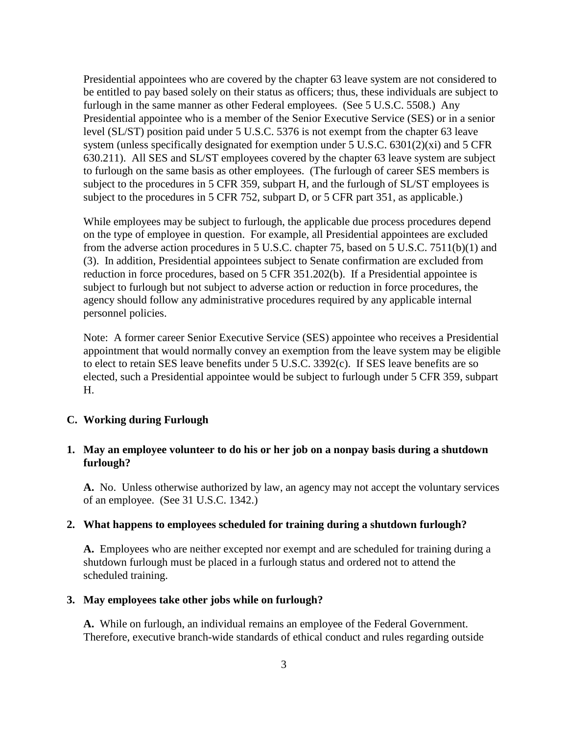Presidential appointees who are covered by the chapter 63 leave system are not considered to be entitled to pay based solely on their status as officers; thus, these individuals are subject to furlough in the same manner as other Federal employees. (See 5 U.S.C. 5508.) Any Presidential appointee who is a member of the Senior Executive Service (SES) or in a senior level (SL/ST) position paid under 5 U.S.C. 5376 is not exempt from the chapter 63 leave system (unless specifically designated for exemption under 5 U.S.C. 6301(2)(xi) and 5 CFR 630.211). All SES and SL/ST employees covered by the chapter 63 leave system are subject to furlough on the same basis as other employees. (The furlough of career SES members is subject to the procedures in 5 CFR 359, subpart H, and the furlough of SL/ST employees is subject to the procedures in 5 CFR 752, subpart D, or 5 CFR part 351, as applicable.)

While employees may be subject to furlough, the applicable due process procedures depend on the type of employee in question. For example, all Presidential appointees are excluded from the adverse action procedures in 5 U.S.C. chapter 75, based on 5 U.S.C. 7511(b)(1) and (3). In addition, Presidential appointees subject to Senate confirmation are excluded from reduction in force procedures, based on 5 CFR 351.202(b). If a Presidential appointee is subject to furlough but not subject to adverse action or reduction in force procedures, the agency should follow any administrative procedures required by any applicable internal personnel policies.

Note: A former career Senior Executive Service (SES) appointee who receives a Presidential appointment that would normally convey an exemption from the leave system may be eligible to elect to retain SES leave benefits under 5 U.S.C. 3392(c). If SES leave benefits are so elected, such a Presidential appointee would be subject to furlough under 5 CFR 359, subpart H.

## C. Working during Furlough

**1. May an employee volunteer to do his or her job on a nonpay basis during a shutdown furlough?**

**A.** No. Unless otherwise authorized by law, an agency may not accept the voluntary services of an employee. (See 31 U.S.C. 1342.)

**2. What happens to employees scheduled for training during a shutdown furlough?**

**A.** Employees who are neither excepted nor exempt and are scheduled for training during a shutdown furlough must be placed in a furlough status and ordered not to attend the scheduled training.

**3. May employees take other jobs while on furlough?**

**A.** While on furlough, an individual remains an employee of the Federal Government. Therefore, executive branch-wide standards of ethical conduct and rules regarding outside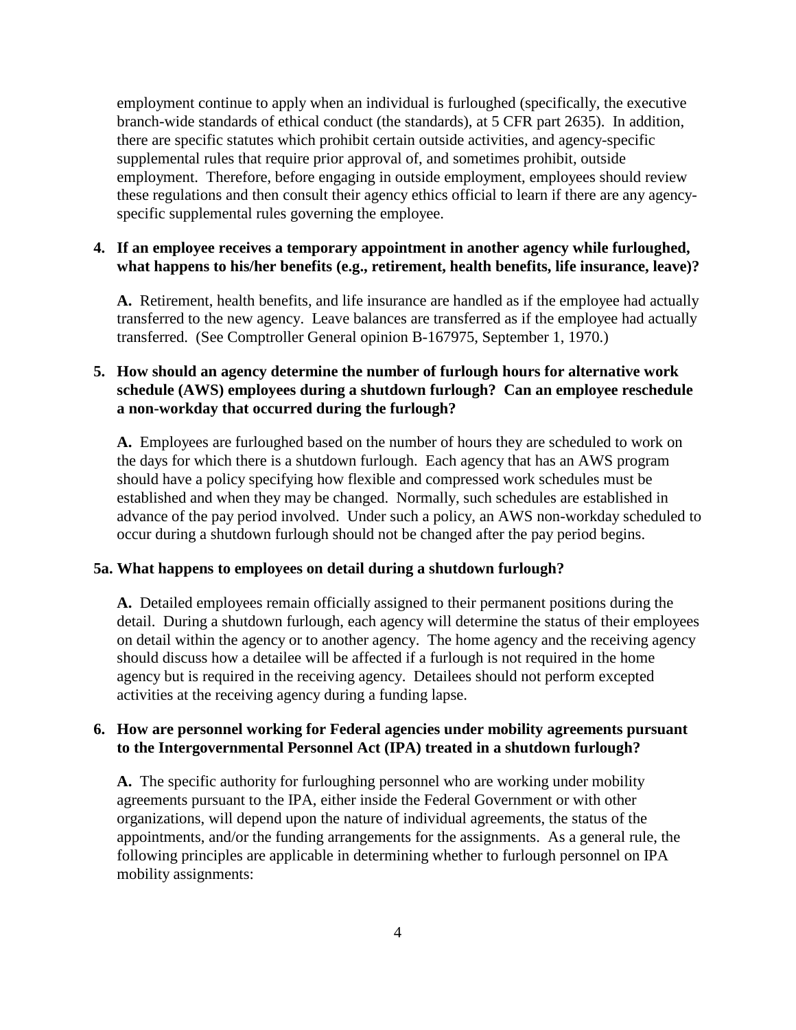employment continue to apply when an individual is furloughed (specifically, the executive branch-wide standards of ethical conduct (the standards), at 5 CFR part 2635). In addition, there are specific statutes which prohibit certain outside activities, and agency-specific supplemental rules that require prior approval of, and sometimes prohibit, outside employment. Therefore, before engaging in outside employment, employees should review these regulations and then consult their agency ethics official to learn if there are any agency-specific supplemental rules governing the employee.

**4. If an employee receives a temporary appointment in another agency while furloughed, what happens to his/her benefits (e.g., retirement, health benefits, life insurance, leave)?**

**A.** Retirement, health benefits, and life insurance are handled as if the employee had actually transferred to the new agency. Leave balances are transferred as if the employee had actually transferred. (See Comptroller General opinion B-167975, September 1, 1970.)

**5. How should an agency determine the number of furlough hours for alternative work schedule (AWS) employees during a shutdown furlough? Can an employee reschedule a non-workday that occurred during the furlough?**

**A.** Employees are furloughed based on the number of hours they are scheduled to work on the days for which there is a shutdown furlough. Each agency that has an AWS program should have a policy specifying how flexible and compressed work schedules must be established and when they may be changed. Normally, such schedules are established in advance of the pay period involved. Under such a policy, an AWS non-workday scheduled to occur during a shutdown furlough should not be changed after the pay period begins.

**5a. What happens to employees on detail during a shutdown furlough?**

**A.** Detailed employees remain officially assigned to their permanent positions during the detail. During a shutdown furlough, each agency will determine the status of their employees on detail within the agency or to another agency. The home agency and the receiving agency should discuss how a detailee will be affected if a furlough is not required in the home agency but is required in the receiving agency. Detailees should not perform excepted activities at the receiving agency during a funding lapse.

**6. How are personnel working for Federal agencies under mobility agreements pursuant to the Intergovernmental Personnel Act (IPA) treated in a shutdown furlough?**

**A.** The specific authority for furloughing personnel who are working under mobility agreements pursuant to the IPA, either inside the Federal Government or with other organizations, will depend upon the nature of individual agreements, the status of the appointments, and/or the funding arrangements for the assignments. As a general rule, the following principles are applicable in determining whether to furlough personnel on IPA mobility assignments: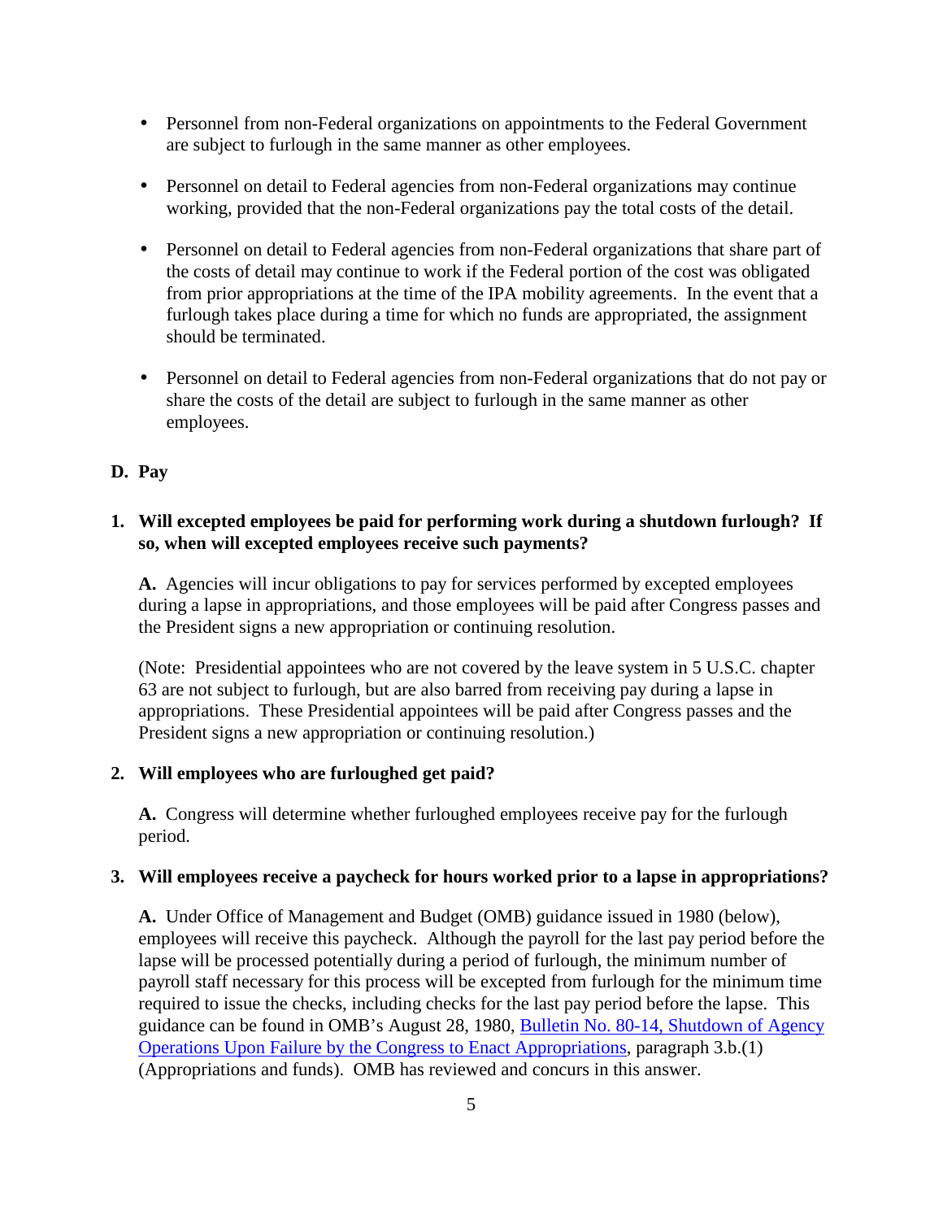- Personnel from non-Federal organizations on appointments to the Federal Government are subject to furlough in the same manner as other employees.

- Personnel on detail to Federal agencies from non-Federal organizations may continue working, provided that the non-Federal organizations pay the total costs of the detail.

- Personnel on detail to Federal agencies from non-Federal organizations that share part of the costs of detail may continue to work if the Federal portion of the cost was obligated from prior appropriations at the time of the IPA mobility agreements. In the event that a furlough takes place during a time for which no funds are appropriated, the assignment should be terminated.

- Personnel on detail to Federal agencies from non-Federal organizations that do not pay or share the costs of the detail are subject to furlough in the same manner as other employees.

## D. Pay

**1. Will excepted employees be paid for performing work during a shutdown furlough? If so, when will excepted employees receive such payments?**

**A.** Agencies will incur obligations to pay for services performed by excepted employees during a lapse in appropriations, and those employees will be paid after Congress passes and the President signs a new appropriation or continuing resolution.

(Note: Presidential appointees who are not covered by the leave system in 5 U.S.C. chapter 63 are not subject to furlough, but are also barred from receiving pay during a lapse in appropriations. These Presidential appointees will be paid after Congress passes and the President signs a new appropriation or continuing resolution.)

**2. Will employees who are furloughed get paid?**

**A.** Congress will determine whether furloughed employees receive pay for the furlough period.

**3. Will employees receive a paycheck for hours worked prior to a lapse in appropriations?**

**A.** Under Office of Management and Budget (OMB) guidance issued in 1980 (below), employees will receive this paycheck. Although the payroll for the last pay period before the lapse will be processed potentially during a period of furlough, the minimum number of payroll staff necessary for this process will be excepted from furlough for the minimum time required to issue the checks, including checks for the last pay period before the lapse. This guidance can be found in OMB's August 28, 1980, Bulletin No. 80-14, Shutdown of Agency Operations Upon Failure by the Congress to Enact Appropriations, paragraph 3.b.(1) (Appropriations and funds). OMB has reviewed and concurs in this answer.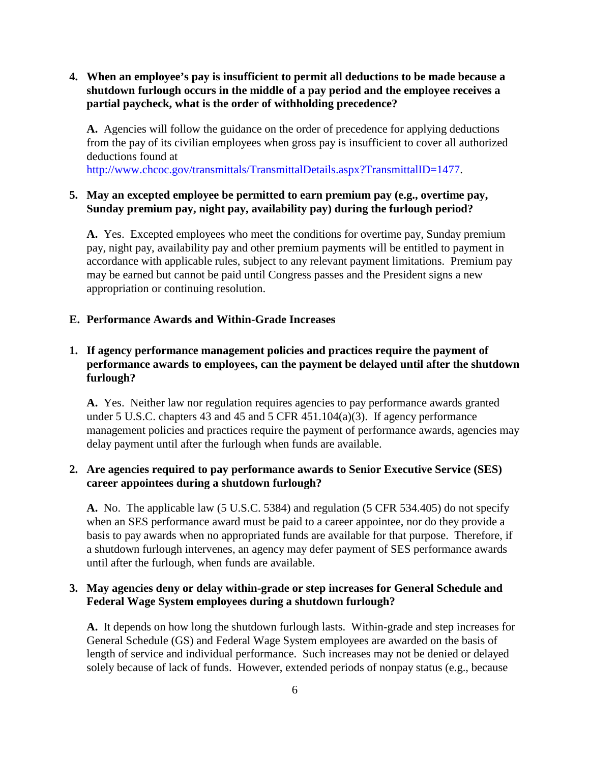**4. When an employee's pay is insufficient to permit all deductions to be made because a shutdown furlough occurs in the middle of a pay period and the employee receives a partial paycheck, what is the order of withholding precedence?**

**A.** Agencies will follow the guidance on the order of precedence for applying deductions from the pay of its civilian employees when gross pay is insufficient to cover all authorized deductions found at http://www.chcoc.gov/transmittals/TransmittalDetails.aspx?TransmittalID=1477.

**5. May an excepted employee be permitted to earn premium pay (e.g., overtime pay, Sunday premium pay, night pay, availability pay) during the furlough period?**

**A.** Yes. Excepted employees who meet the conditions for overtime pay, Sunday premium pay, night pay, availability pay and other premium payments will be entitled to payment in accordance with applicable rules, subject to any relevant payment limitations. Premium pay may be earned but cannot be paid until Congress passes and the President signs a new appropriation or continuing resolution.

## E. Performance Awards and Within-Grade Increases

**1. If agency performance management policies and practices require the payment of performance awards to employees, can the payment be delayed until after the shutdown furlough?**

**A.** Yes. Neither law nor regulation requires agencies to pay performance awards granted under 5 U.S.C. chapters 43 and 45 and 5 CFR 451.104(a)(3). If agency performance management policies and practices require the payment of performance awards, agencies may delay payment until after the furlough when funds are available.

**2. Are agencies required to pay performance awards to Senior Executive Service (SES) career appointees during a shutdown furlough?**

**A.** No. The applicable law (5 U.S.C. 5384) and regulation (5 CFR 534.405) do not specify when an SES performance award must be paid to a career appointee, nor do they provide a basis to pay awards when no appropriated funds are available for that purpose. Therefore, if a shutdown furlough intervenes, an agency may defer payment of SES performance awards until after the furlough, when funds are available.

**3. May agencies deny or delay within-grade or step increases for General Schedule and Federal Wage System employees during a shutdown furlough?**

**A.** It depends on how long the shutdown furlough lasts. Within-grade and step increases for General Schedule (GS) and Federal Wage System employees are awarded on the basis of length of service and individual performance. Such increases may not be denied or delayed solely because of lack of funds. However, extended periods of nonpay status (e.g., because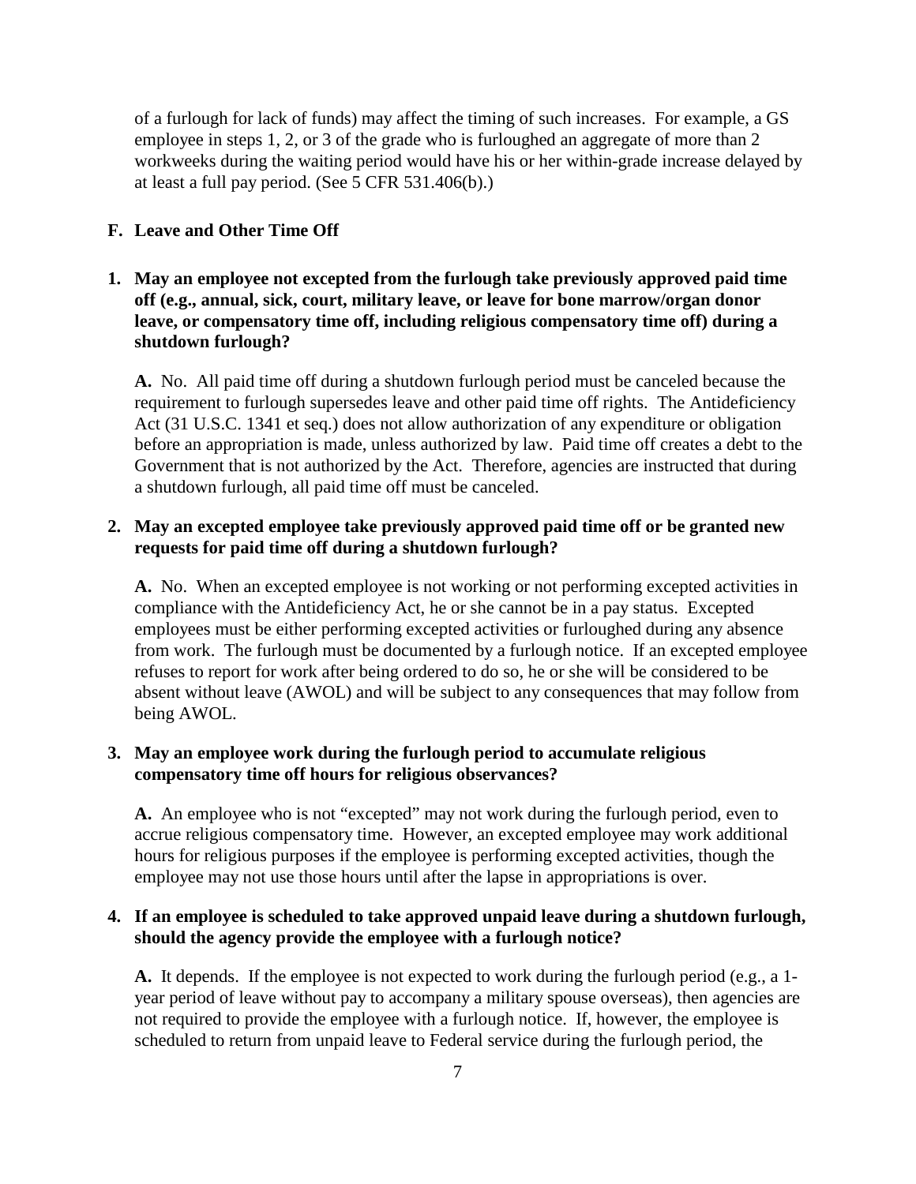of a furlough for lack of funds) may affect the timing of such increases. For example, a GS employee in steps 1, 2, or 3 of the grade who is furloughed an aggregate of more than 2 workweeks during the waiting period would have his or her within-grade increase delayed by at least a full pay period. (See 5 CFR 531.406(b).)

## F. Leave and Other Time Off

**1. May an employee not excepted from the furlough take previously approved paid time off (e.g., annual, sick, court, military leave, or leave for bone marrow/organ donor leave, or compensatory time off, including religious compensatory time off) during a shutdown furlough?**

**A.** No. All paid time off during a shutdown furlough period must be canceled because the requirement to furlough supersedes leave and other paid time off rights. The Antideficiency Act (31 U.S.C. 1341 et seq.) does not allow authorization of any expenditure or obligation before an appropriation is made, unless authorized by law. Paid time off creates a debt to the Government that is not authorized by the Act. Therefore, agencies are instructed that during a shutdown furlough, all paid time off must be canceled.

**2. May an excepted employee take previously approved paid time off or be granted new requests for paid time off during a shutdown furlough?**

**A.** No. When an excepted employee is not working or not performing excepted activities in compliance with the Antideficiency Act, he or she cannot be in a pay status. Excepted employees must be either performing excepted activities or furloughed during any absence from work. The furlough must be documented by a furlough notice. If an excepted employee refuses to report for work after being ordered to do so, he or she will be considered to be absent without leave (AWOL) and will be subject to any consequences that may follow from being AWOL.

**3. May an employee work during the furlough period to accumulate religious compensatory time off hours for religious observances?**

**A.** An employee who is not "excepted" may not work during the furlough period, even to accrue religious compensatory time. However, an excepted employee may work additional hours for religious purposes if the employee is performing excepted activities, though the employee may not use those hours until after the lapse in appropriations is over.

**4. If an employee is scheduled to take approved unpaid leave during a shutdown furlough, should the agency provide the employee with a furlough notice?**

**A.** It depends. If the employee is not expected to work during the furlough period (e.g., a 1-year period of leave without pay to accompany a military spouse overseas), then agencies are not required to provide the employee with a furlough notice. If, however, the employee is scheduled to return from unpaid leave to Federal service during the furlough period, the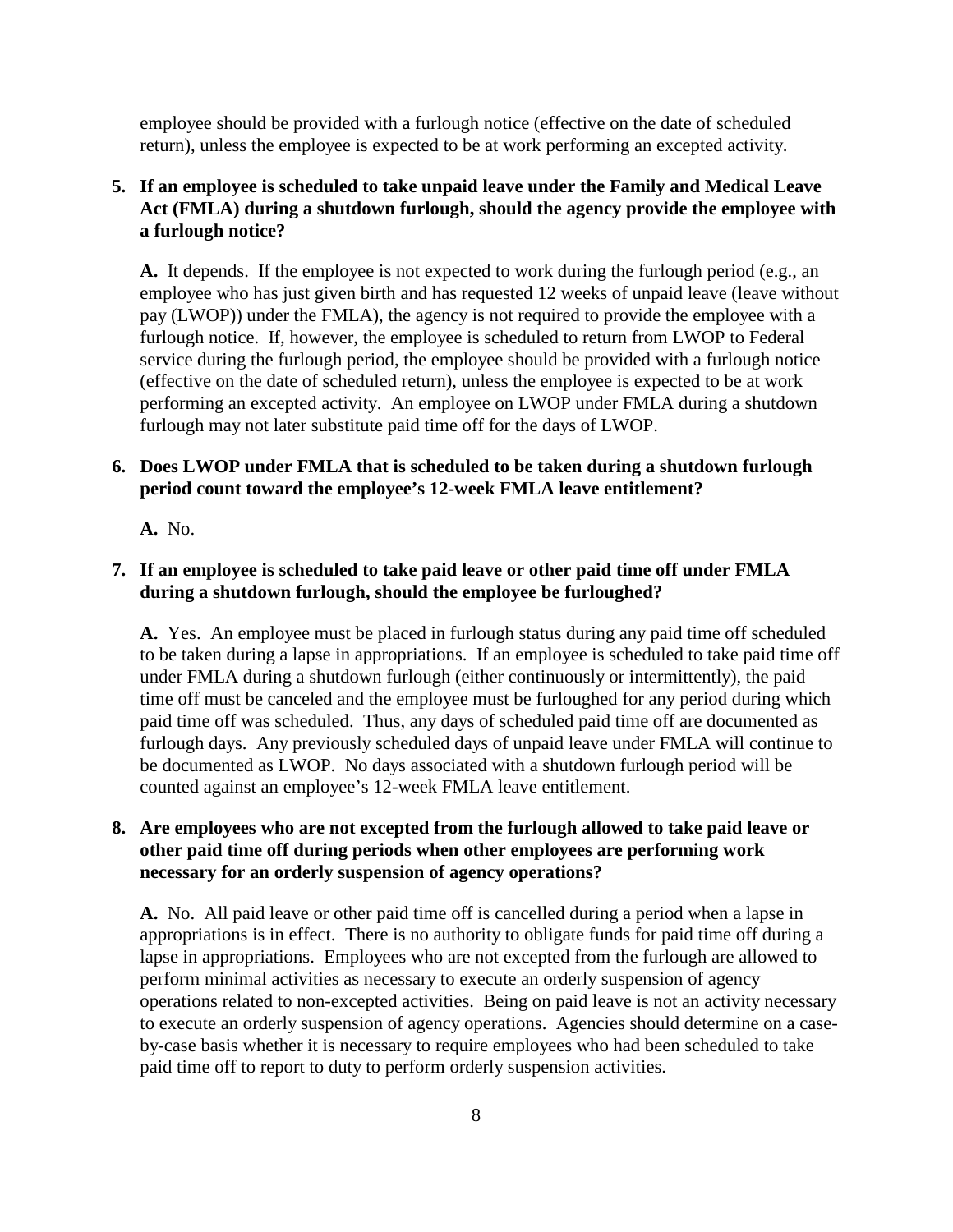employee should be provided with a furlough notice (effective on the date of scheduled return), unless the employee is expected to be at work performing an excepted activity.

5. **If an employee is scheduled to take unpaid leave under the Family and Medical Leave Act (FMLA) during a shutdown furlough, should the agency provide the employee with a furlough notice?**

   **A.** It depends. If the employee is not expected to work during the furlough period (e.g., an employee who has just given birth and has requested 12 weeks of unpaid leave (leave without pay (LWOP)) under the FMLA), the agency is not required to provide the employee with a furlough notice. If, however, the employee is scheduled to return from LWOP to Federal service during the furlough period, the employee should be provided with a furlough notice (effective on the date of scheduled return), unless the employee is expected to be at work performing an excepted activity. An employee on LWOP under FMLA during a shutdown furlough may not later substitute paid time off for the days of LWOP.

6. **Does LWOP under FMLA that is scheduled to be taken during a shutdown furlough period count toward the employee's 12-week FMLA leave entitlement?**

   **A.** No.

7. **If an employee is scheduled to take paid leave or other paid time off under FMLA during a shutdown furlough, should the employee be furloughed?**

   **A.** Yes. An employee must be placed in furlough status during any paid time off scheduled to be taken during a lapse in appropriations. If an employee is scheduled to take paid time off under FMLA during a shutdown furlough (either continuously or intermittently), the paid time off must be canceled and the employee must be furloughed for any period during which paid time off was scheduled. Thus, any days of scheduled paid time off are documented as furlough days. Any previously scheduled days of unpaid leave under FMLA will continue to be documented as LWOP. No days associated with a shutdown furlough period will be counted against an employee's 12-week FMLA leave entitlement.

8. **Are employees who are not excepted from the furlough allowed to take paid leave or other paid time off during periods when other employees are performing work necessary for an orderly suspension of agency operations?**

   **A.** No. All paid leave or other paid time off is cancelled during a period when a lapse in appropriations is in effect. There is no authority to obligate funds for paid time off during a lapse in appropriations. Employees who are not excepted from the furlough are allowed to perform minimal activities as necessary to execute an orderly suspension of agency operations related to non-excepted activities. Being on paid leave is not an activity necessary to execute an orderly suspension of agency operations. Agencies should determine on a case-by-case basis whether it is necessary to require employees who had been scheduled to take paid time off to report to duty to perform orderly suspension activities.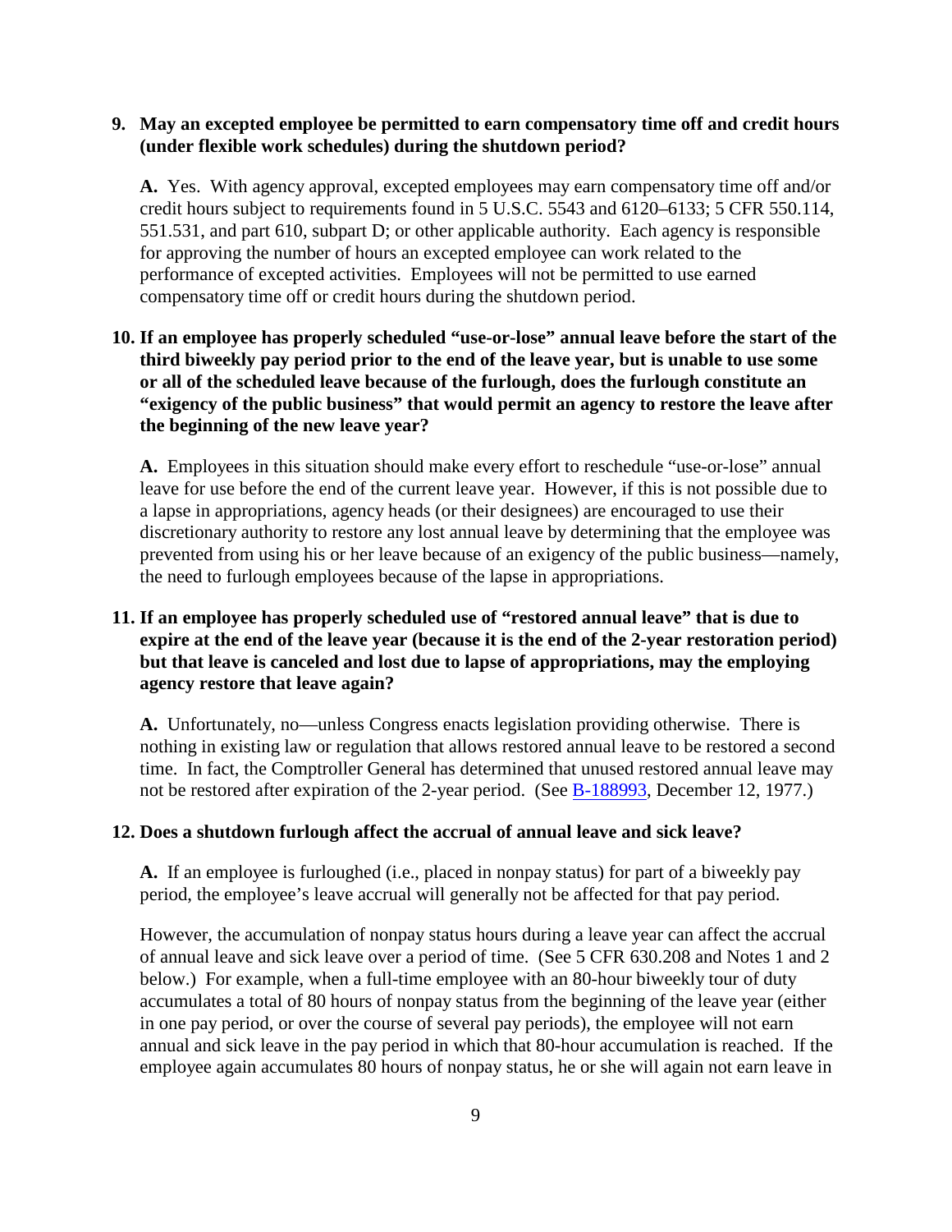**9. May an excepted employee be permitted to earn compensatory time off and credit hours (under flexible work schedules) during the shutdown period?**

**A.** Yes. With agency approval, excepted employees may earn compensatory time off and/or credit hours subject to requirements found in 5 U.S.C. 5543 and 6120–6133; 5 CFR 550.114, 551.531, and part 610, subpart D; or other applicable authority. Each agency is responsible for approving the number of hours an excepted employee can work related to the performance of excepted activities. Employees will not be permitted to use earned compensatory time off or credit hours during the shutdown period.

**10. If an employee has properly scheduled "use-or-lose" annual leave before the start of the third biweekly pay period prior to the end of the leave year, but is unable to use some or all of the scheduled leave because of the furlough, does the furlough constitute an "exigency of the public business" that would permit an agency to restore the leave after the beginning of the new leave year?**

**A.** Employees in this situation should make every effort to reschedule "use-or-lose" annual leave for use before the end of the current leave year. However, if this is not possible due to a lapse in appropriations, agency heads (or their designees) are encouraged to use their discretionary authority to restore any lost annual leave by determining that the employee was prevented from using his or her leave because of an exigency of the public business—namely, the need to furlough employees because of the lapse in appropriations.

**11. If an employee has properly scheduled use of "restored annual leave" that is due to expire at the end of the leave year (because it is the end of the 2-year restoration period) but that leave is canceled and lost due to lapse of appropriations, may the employing agency restore that leave again?**

**A.** Unfortunately, no—unless Congress enacts legislation providing otherwise. There is nothing in existing law or regulation that allows restored annual leave to be restored a second time. In fact, the Comptroller General has determined that unused restored annual leave may not be restored after expiration of the 2-year period. (See B-188993, December 12, 1977.)

**12. Does a shutdown furlough affect the accrual of annual leave and sick leave?**

**A.** If an employee is furloughed (i.e., placed in nonpay status) for part of a biweekly pay period, the employee's leave accrual will generally not be affected for that pay period.

However, the accumulation of nonpay status hours during a leave year can affect the accrual of annual leave and sick leave over a period of time. (See 5 CFR 630.208 and Notes 1 and 2 below.) For example, when a full-time employee with an 80-hour biweekly tour of duty accumulates a total of 80 hours of nonpay status from the beginning of the leave year (either in one pay period, or over the course of several pay periods), the employee will not earn annual and sick leave in the pay period in which that 80-hour accumulation is reached. If the employee again accumulates 80 hours of nonpay status, he or she will again not earn leave in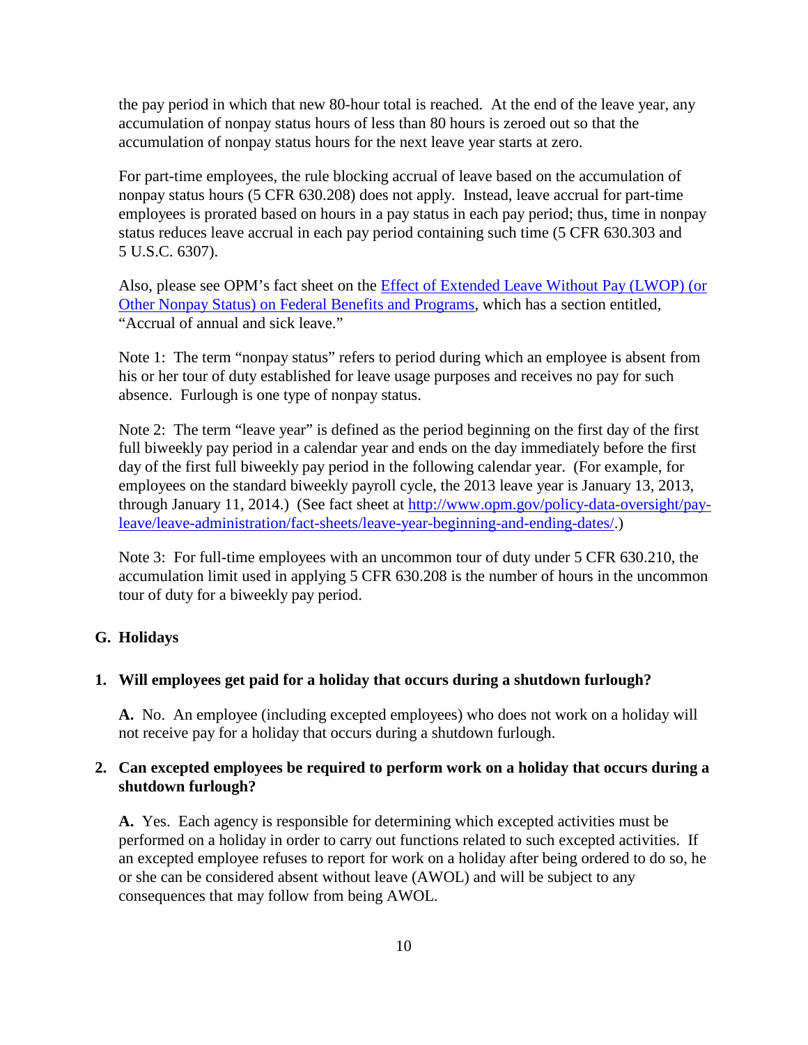the pay period in which that new 80-hour total is reached. At the end of the leave year, any accumulation of nonpay status hours of less than 80 hours is zeroed out so that the accumulation of nonpay status hours for the next leave year starts at zero.

For part-time employees, the rule blocking accrual of leave based on the accumulation of nonpay status hours (5 CFR 630.208) does not apply. Instead, leave accrual for part-time employees is prorated based on hours in a pay status in each pay period; thus, time in nonpay status reduces leave accrual in each pay period containing such time (5 CFR 630.303 and 5 U.S.C. 6307).

Also, please see OPM's fact sheet on the [Effect of Extended Leave Without Pay (LWOP) (or Other Nonpay Status) on Federal Benefits and Programs](), which has a section entitled, "Accrual of annual and sick leave."

Note 1: The term "nonpay status" refers to period during which an employee is absent from his or her tour of duty established for leave usage purposes and receives no pay for such absence. Furlough is one type of nonpay status.

Note 2: The term "leave year" is defined as the period beginning on the first day of the first full biweekly pay period in a calendar year and ends on the day immediately before the first day of the first full biweekly pay period in the following calendar year. (For example, for employees on the standard biweekly payroll cycle, the 2013 leave year is January 13, 2013, through January 11, 2014.) (See fact sheet at http://www.opm.gov/policy-data-oversight/pay-leave/leave-administration/fact-sheets/leave-year-beginning-and-ending-dates/.)

Note 3: For full-time employees with an uncommon tour of duty under 5 CFR 630.210, the accumulation limit used in applying 5 CFR 630.208 is the number of hours in the uncommon tour of duty for a biweekly pay period.

## G. Holidays

### 1. Will employees get paid for a holiday that occurs during a shutdown furlough?

**A.** No. An employee (including excepted employees) who does not work on a holiday will not receive pay for a holiday that occurs during a shutdown furlough.

### 2. Can excepted employees be required to perform work on a holiday that occurs during a shutdown furlough?

**A.** Yes. Each agency is responsible for determining which excepted activities must be performed on a holiday in order to carry out functions related to such excepted activities. If an excepted employee refuses to report for work on a holiday after being ordered to do so, he or she can be considered absent without leave (AWOL) and will be subject to any consequences that may follow from being AWOL.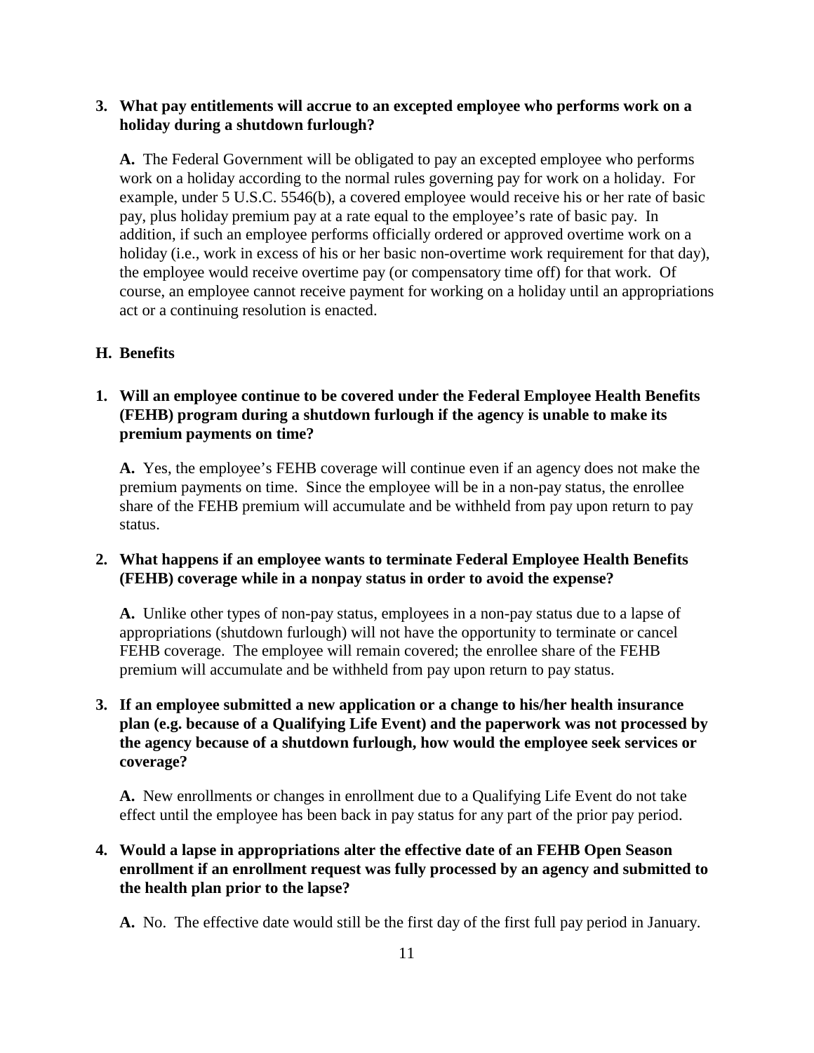**3. What pay entitlements will accrue to an excepted employee who performs work on a holiday during a shutdown furlough?**

**A.** The Federal Government will be obligated to pay an excepted employee who performs work on a holiday according to the normal rules governing pay for work on a holiday. For example, under 5 U.S.C. 5546(b), a covered employee would receive his or her rate of basic pay, plus holiday premium pay at a rate equal to the employee's rate of basic pay. In addition, if such an employee performs officially ordered or approved overtime work on a holiday (i.e., work in excess of his or her basic non-overtime work requirement for that day), the employee would receive overtime pay (or compensatory time off) for that work. Of course, an employee cannot receive payment for working on a holiday until an appropriations act or a continuing resolution is enacted.

## H. Benefits

**1. Will an employee continue to be covered under the Federal Employee Health Benefits (FEHB) program during a shutdown furlough if the agency is unable to make its premium payments on time?**

**A.** Yes, the employee's FEHB coverage will continue even if an agency does not make the premium payments on time. Since the employee will be in a non-pay status, the enrollee share of the FEHB premium will accumulate and be withheld from pay upon return to pay status.

**2. What happens if an employee wants to terminate Federal Employee Health Benefits (FEHB) coverage while in a nonpay status in order to avoid the expense?**

**A.** Unlike other types of non-pay status, employees in a non-pay status due to a lapse of appropriations (shutdown furlough) will not have the opportunity to terminate or cancel FEHB coverage. The employee will remain covered; the enrollee share of the FEHB premium will accumulate and be withheld from pay upon return to pay status.

**3. If an employee submitted a new application or a change to his/her health insurance plan (e.g. because of a Qualifying Life Event) and the paperwork was not processed by the agency because of a shutdown furlough, how would the employee seek services or coverage?**

**A.** New enrollments or changes in enrollment due to a Qualifying Life Event do not take effect until the employee has been back in pay status for any part of the prior pay period.

**4. Would a lapse in appropriations alter the effective date of an FEHB Open Season enrollment if an enrollment request was fully processed by an agency and submitted to the health plan prior to the lapse?**

**A.** No. The effective date would still be the first day of the first full pay period in January.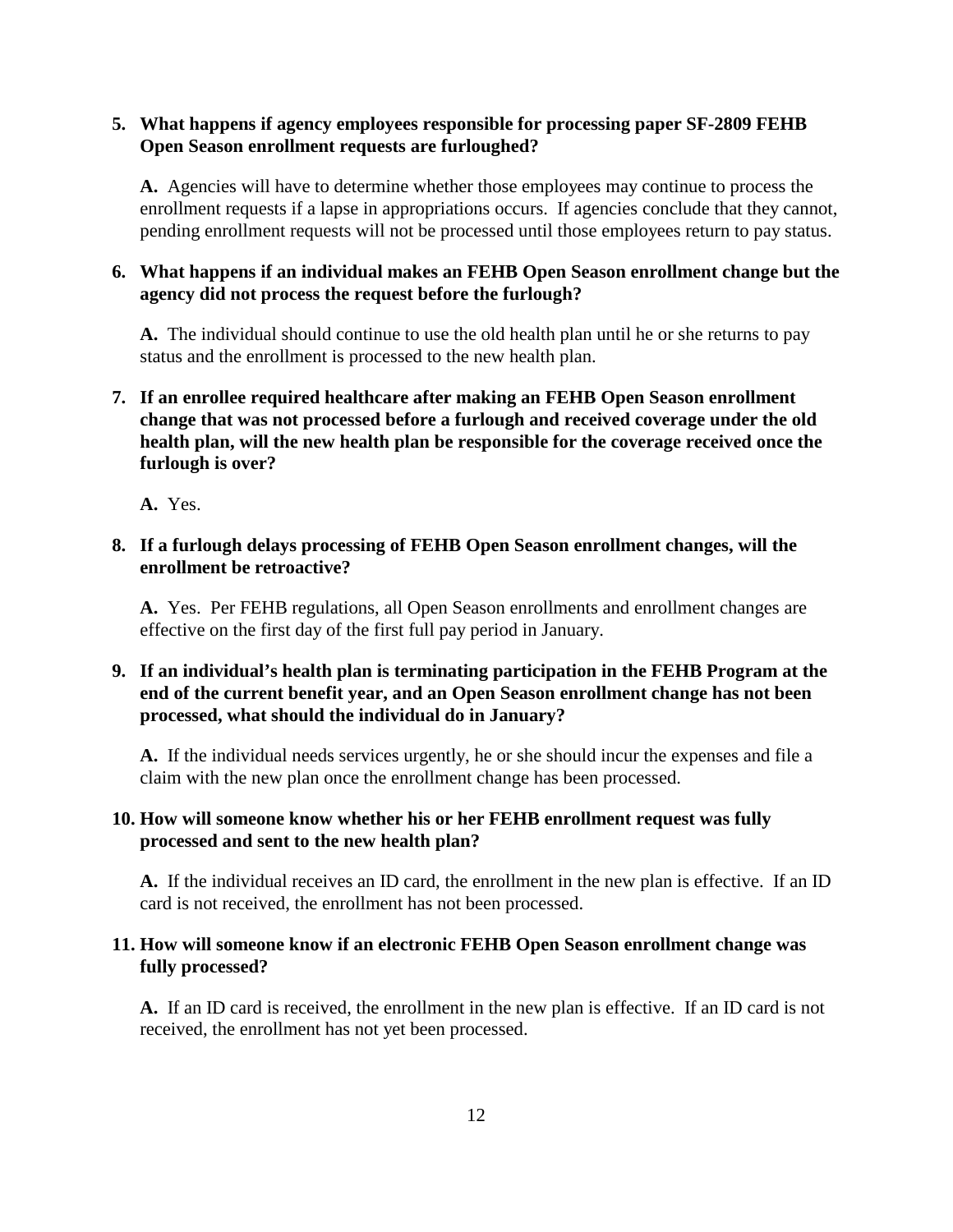5. **What happens if agency employees responsible for processing paper SF-2809 FEHB Open Season enrollment requests are furloughed?**

   **A.** Agencies will have to determine whether those employees may continue to process the enrollment requests if a lapse in appropriations occurs. If agencies conclude that they cannot, pending enrollment requests will not be processed until those employees return to pay status.

6. **What happens if an individual makes an FEHB Open Season enrollment change but the agency did not process the request before the furlough?**

   **A.** The individual should continue to use the old health plan until he or she returns to pay status and the enrollment is processed to the new health plan.

7. **If an enrollee required healthcare after making an FEHB Open Season enrollment change that was not processed before a furlough and received coverage under the old health plan, will the new health plan be responsible for the coverage received once the furlough is over?**

   **A.** Yes.

8. **If a furlough delays processing of FEHB Open Season enrollment changes, will the enrollment be retroactive?**

   **A.** Yes. Per FEHB regulations, all Open Season enrollments and enrollment changes are effective on the first day of the first full pay period in January.

9. **If an individual's health plan is terminating participation in the FEHB Program at the end of the current benefit year, and an Open Season enrollment change has not been processed, what should the individual do in January?**

   **A.** If the individual needs services urgently, he or she should incur the expenses and file a claim with the new plan once the enrollment change has been processed.

10. **How will someone know whether his or her FEHB enrollment request was fully processed and sent to the new health plan?**

    **A.** If the individual receives an ID card, the enrollment in the new plan is effective. If an ID card is not received, the enrollment has not been processed.

11. **How will someone know if an electronic FEHB Open Season enrollment change was fully processed?**

    **A.** If an ID card is received, the enrollment in the new plan is effective. If an ID card is not received, the enrollment has not yet been processed.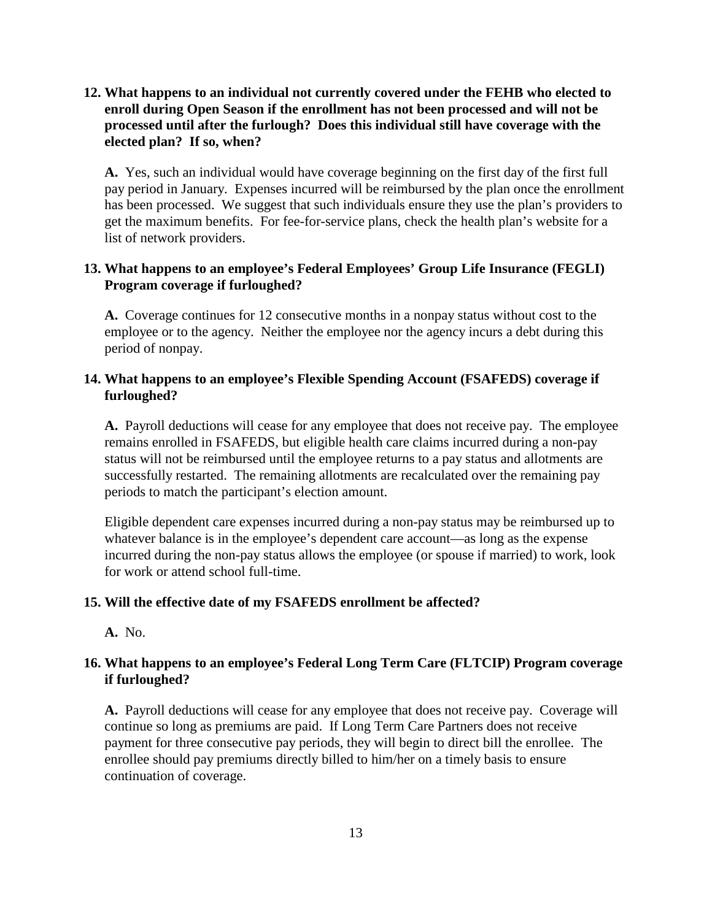**12. What happens to an individual not currently covered under the FEHB who elected to enroll during Open Season if the enrollment has not been processed and will not be processed until after the furlough? Does this individual still have coverage with the elected plan? If so, when?**

**A.** Yes, such an individual would have coverage beginning on the first day of the first full pay period in January. Expenses incurred will be reimbursed by the plan once the enrollment has been processed. We suggest that such individuals ensure they use the plan's providers to get the maximum benefits. For fee-for-service plans, check the health plan's website for a list of network providers.

**13. What happens to an employee's Federal Employees' Group Life Insurance (FEGLI) Program coverage if furloughed?**

**A.** Coverage continues for 12 consecutive months in a nonpay status without cost to the employee or to the agency. Neither the employee nor the agency incurs a debt during this period of nonpay.

**14. What happens to an employee's Flexible Spending Account (FSAFEDS) coverage if furloughed?**

**A.** Payroll deductions will cease for any employee that does not receive pay. The employee remains enrolled in FSAFEDS, but eligible health care claims incurred during a non-pay status will not be reimbursed until the employee returns to a pay status and allotments are successfully restarted. The remaining allotments are recalculated over the remaining pay periods to match the participant's election amount.

Eligible dependent care expenses incurred during a non-pay status may be reimbursed up to whatever balance is in the employee's dependent care account—as long as the expense incurred during the non-pay status allows the employee (or spouse if married) to work, look for work or attend school full-time.

**15. Will the effective date of my FSAFEDS enrollment be affected?**

**A.** No.

**16. What happens to an employee's Federal Long Term Care (FLTCIP) Program coverage if furloughed?**

**A.** Payroll deductions will cease for any employee that does not receive pay. Coverage will continue so long as premiums are paid. If Long Term Care Partners does not receive payment for three consecutive pay periods, they will begin to direct bill the enrollee. The enrollee should pay premiums directly billed to him/her on a timely basis to ensure continuation of coverage.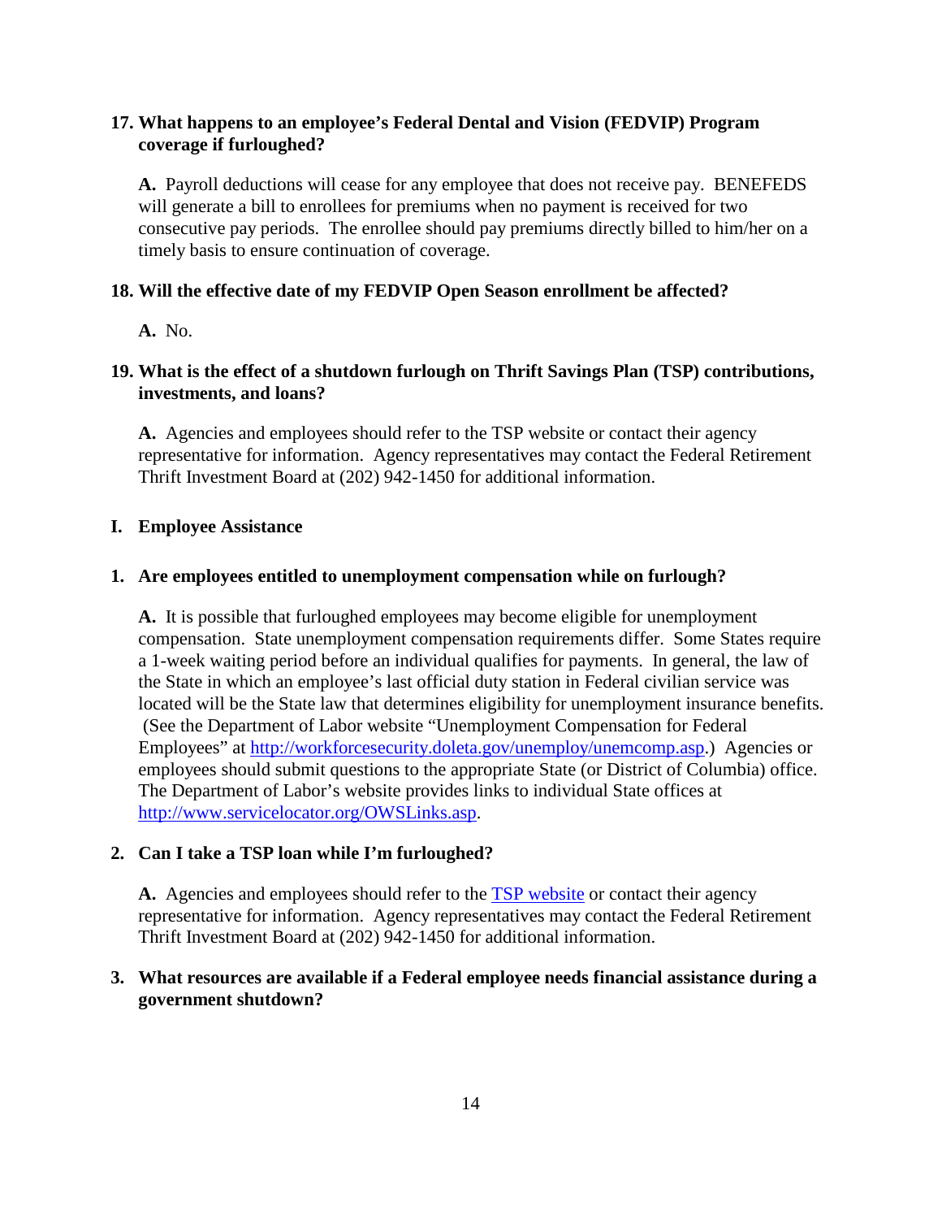**17. What happens to an employee's Federal Dental and Vision (FEDVIP) Program coverage if furloughed?**

**A.** Payroll deductions will cease for any employee that does not receive pay. BENEFEDS will generate a bill to enrollees for premiums when no payment is received for two consecutive pay periods. The enrollee should pay premiums directly billed to him/her on a timely basis to ensure continuation of coverage.

**18. Will the effective date of my FEDVIP Open Season enrollment be affected?**

**A.** No.

**19. What is the effect of a shutdown furlough on Thrift Savings Plan (TSP) contributions, investments, and loans?**

**A.** Agencies and employees should refer to the TSP website or contact their agency representative for information. Agency representatives may contact the Federal Retirement Thrift Investment Board at (202) 942-1450 for additional information.

## I. Employee Assistance

**1. Are employees entitled to unemployment compensation while on furlough?**

**A.** It is possible that furloughed employees may become eligible for unemployment compensation. State unemployment compensation requirements differ. Some States require a 1-week waiting period before an individual qualifies for payments. In general, the law of the State in which an employee's last official duty station in Federal civilian service was located will be the State law that determines eligibility for unemployment insurance benefits. (See the Department of Labor website "Unemployment Compensation for Federal Employees" at [http://workforcesecurity.doleta.gov/unemploy/unemcomp.asp](http://workforcesecurity.doleta.gov/unemploy/unemcomp.asp).) Agencies or employees should submit questions to the appropriate State (or District of Columbia) office. The Department of Labor's website provides links to individual State offices at [http://www.servicelocator.org/OWSLinks.asp](http://www.servicelocator.org/OWSLinks.asp).

**2. Can I take a TSP loan while I'm furloughed?**

**A.** Agencies and employees should refer to the [TSP website](TSP website) or contact their agency representative for information. Agency representatives may contact the Federal Retirement Thrift Investment Board at (202) 942-1450 for additional information.

**3. What resources are available if a Federal employee needs financial assistance during a government shutdown?**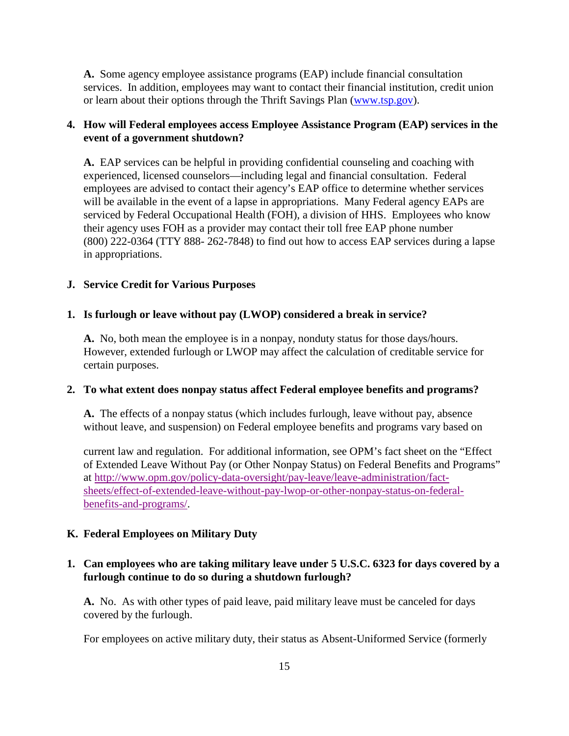**A.** Some agency employee assistance programs (EAP) include financial consultation services. In addition, employees may want to contact their financial institution, credit union or learn about their options through the Thrift Savings Plan ([www.tsp.gov](www.tsp.gov)).

**4. How will Federal employees access Employee Assistance Program (EAP) services in the event of a government shutdown?**

**A.** EAP services can be helpful in providing confidential counseling and coaching with experienced, licensed counselors—including legal and financial consultation. Federal employees are advised to contact their agency's EAP office to determine whether services will be available in the event of a lapse in appropriations. Many Federal agency EAPs are serviced by Federal Occupational Health (FOH), a division of HHS. Employees who know their agency uses FOH as a provider may contact their toll free EAP phone number (800) 222-0364 (TTY 888- 262-7848) to find out how to access EAP services during a lapse in appropriations.

## J. Service Credit for Various Purposes

**1. Is furlough or leave without pay (LWOP) considered a break in service?**

**A.** No, both mean the employee is in a nonpay, nonduty status for those days/hours. However, extended furlough or LWOP may affect the calculation of creditable service for certain purposes.

**2. To what extent does nonpay status affect Federal employee benefits and programs?**

**A.** The effects of a nonpay status (which includes furlough, leave without pay, absence without leave, and suspension) on Federal employee benefits and programs vary based on current law and regulation. For additional information, see OPM's fact sheet on the "Effect of Extended Leave Without Pay (or Other Nonpay Status) on Federal Benefits and Programs" at [http://www.opm.gov/policy-data-oversight/pay-leave/leave-administration/fact-sheets/effect-of-extended-leave-without-pay-lwop-or-other-nonpay-status-on-federal-benefits-and-programs/](http://www.opm.gov/policy-data-oversight/pay-leave/leave-administration/fact-sheets/effect-of-extended-leave-without-pay-lwop-or-other-nonpay-status-on-federal-benefits-and-programs/).

## K. Federal Employees on Military Duty

**1. Can employees who are taking military leave under 5 U.S.C. 6323 for days covered by a furlough continue to do so during a shutdown furlough?**

**A.** No. As with other types of paid leave, paid military leave must be canceled for days covered by the furlough.

For employees on active military duty, their status as Absent-Uniformed Service (formerly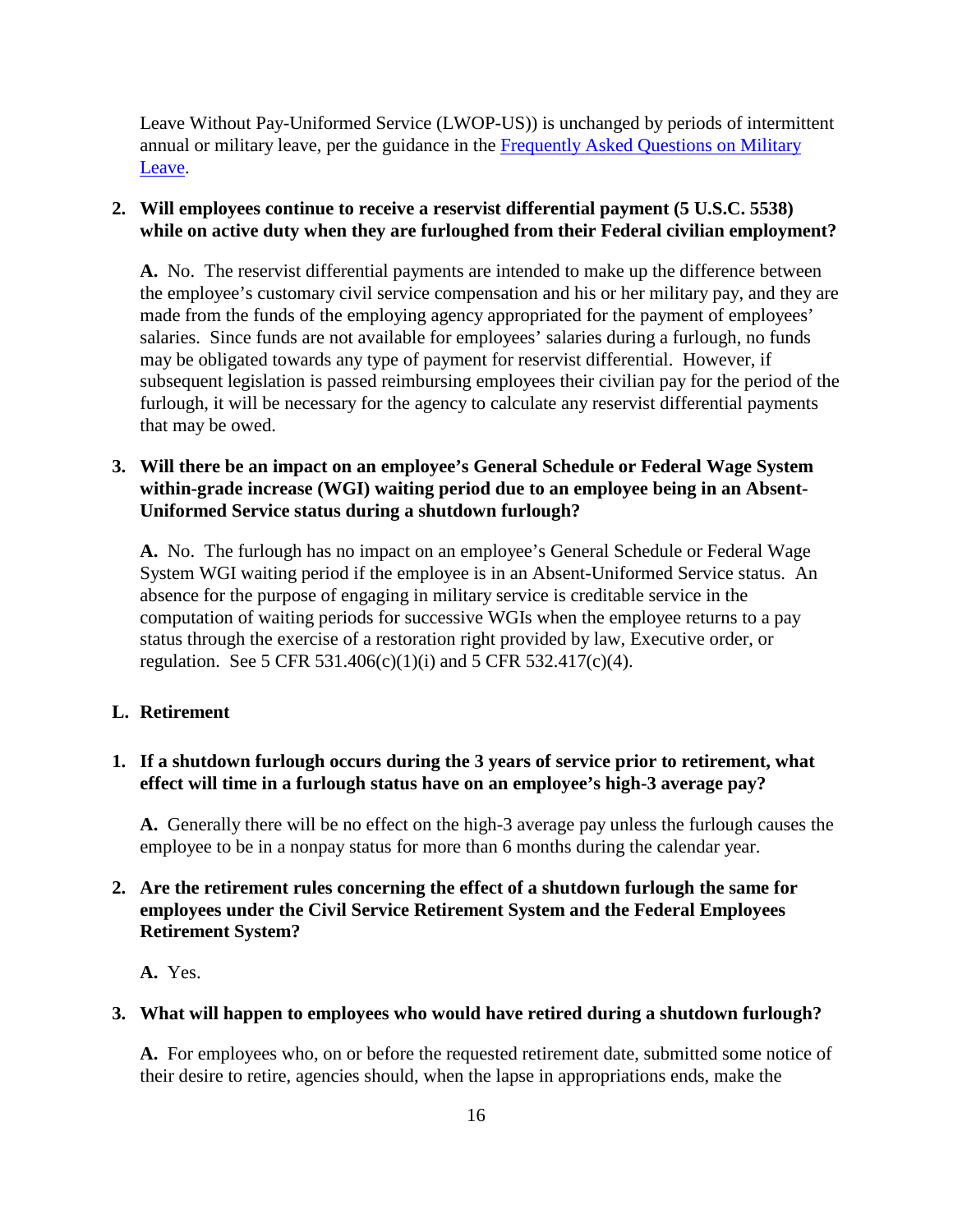Leave Without Pay-Uniformed Service (LWOP-US)) is unchanged by periods of intermittent annual or military leave, per the guidance in the [Frequently Asked Questions on Military Leave](#).

2. **Will employees continue to receive a reservist differential payment (5 U.S.C. 5538) while on active duty when they are furloughed from their Federal civilian employment?**

   **A.** No. The reservist differential payments are intended to make up the difference between the employee's customary civil service compensation and his or her military pay, and they are made from the funds of the employing agency appropriated for the payment of employees' salaries. Since funds are not available for employees' salaries during a furlough, no funds may be obligated towards any type of payment for reservist differential. However, if subsequent legislation is passed reimbursing employees their civilian pay for the period of the furlough, it will be necessary for the agency to calculate any reservist differential payments that may be owed.

3. **Will there be an impact on an employee's General Schedule or Federal Wage System within-grade increase (WGI) waiting period due to an employee being in an Absent-Uniformed Service status during a shutdown furlough?**

   **A.** No. The furlough has no impact on an employee's General Schedule or Federal Wage System WGI waiting period if the employee is in an Absent-Uniformed Service status. An absence for the purpose of engaging in military service is creditable service in the computation of waiting periods for successive WGIs when the employee returns to a pay status through the exercise of a restoration right provided by law, Executive order, or regulation. See 5 CFR 531.406(c)(1)(i) and 5 CFR 532.417(c)(4).

## L. Retirement

1. **If a shutdown furlough occurs during the 3 years of service prior to retirement, what effect will time in a furlough status have on an employee's high-3 average pay?**

   **A.** Generally there will be no effect on the high-3 average pay unless the furlough causes the employee to be in a nonpay status for more than 6 months during the calendar year.

2. **Are the retirement rules concerning the effect of a shutdown furlough the same for employees under the Civil Service Retirement System and the Federal Employees Retirement System?**

   **A.** Yes.

3. **What will happen to employees who would have retired during a shutdown furlough?**

   **A.** For employees who, on or before the requested retirement date, submitted some notice of their desire to retire, agencies should, when the lapse in appropriations ends, make the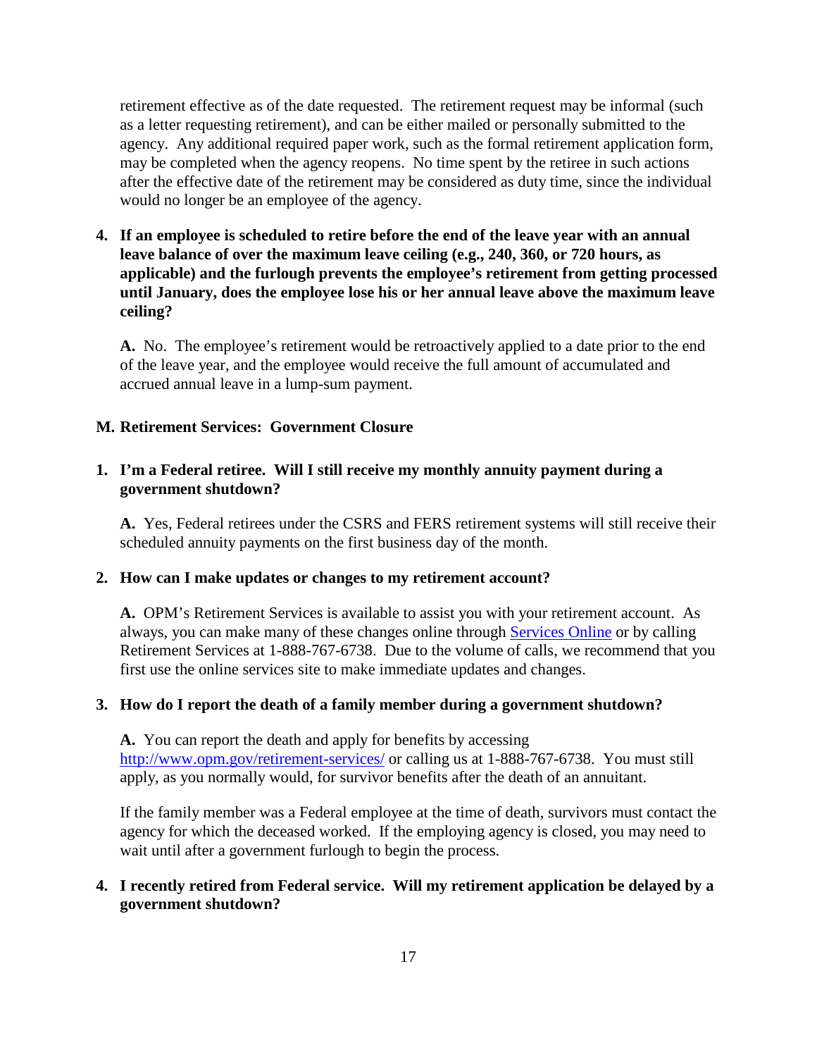retirement effective as of the date requested. The retirement request may be informal (such as a letter requesting retirement), and can be either mailed or personally submitted to the agency. Any additional required paper work, such as the formal retirement application form, may be completed when the agency reopens. No time spent by the retiree in such actions after the effective date of the retirement may be considered as duty time, since the individual would no longer be an employee of the agency.

4. **If an employee is scheduled to retire before the end of the leave year with an annual leave balance of over the maximum leave ceiling (e.g., 240, 360, or 720 hours, as applicable) and the furlough prevents the employee's retirement from getting processed until January, does the employee lose his or her annual leave above the maximum leave ceiling?**

   **A.** No. The employee's retirement would be retroactively applied to a date prior to the end of the leave year, and the employee would receive the full amount of accumulated and accrued annual leave in a lump-sum payment.

## M. Retirement Services: Government Closure

1. **I'm a Federal retiree. Will I still receive my monthly annuity payment during a government shutdown?**

   **A.** Yes, Federal retirees under the CSRS and FERS retirement systems will still receive their scheduled annuity payments on the first business day of the month.

2. **How can I make updates or changes to my retirement account?**

   **A.** OPM's Retirement Services is available to assist you with your retirement account. As always, you can make many of these changes online through [Services Online]() or by calling Retirement Services at 1-888-767-6738. Due to the volume of calls, we recommend that you first use the online services site to make immediate updates and changes.

3. **How do I report the death of a family member during a government shutdown?**

   **A.** You can report the death and apply for benefits by accessing [http://www.opm.gov/retirement-services/](http://www.opm.gov/retirement-services/) or calling us at 1-888-767-6738. You must still apply, as you normally would, for survivor benefits after the death of an annuitant.

   If the family member was a Federal employee at the time of death, survivors must contact the agency for which the deceased worked. If the employing agency is closed, you may need to wait until after a government furlough to begin the process.

4. **I recently retired from Federal service. Will my retirement application be delayed by a government shutdown?**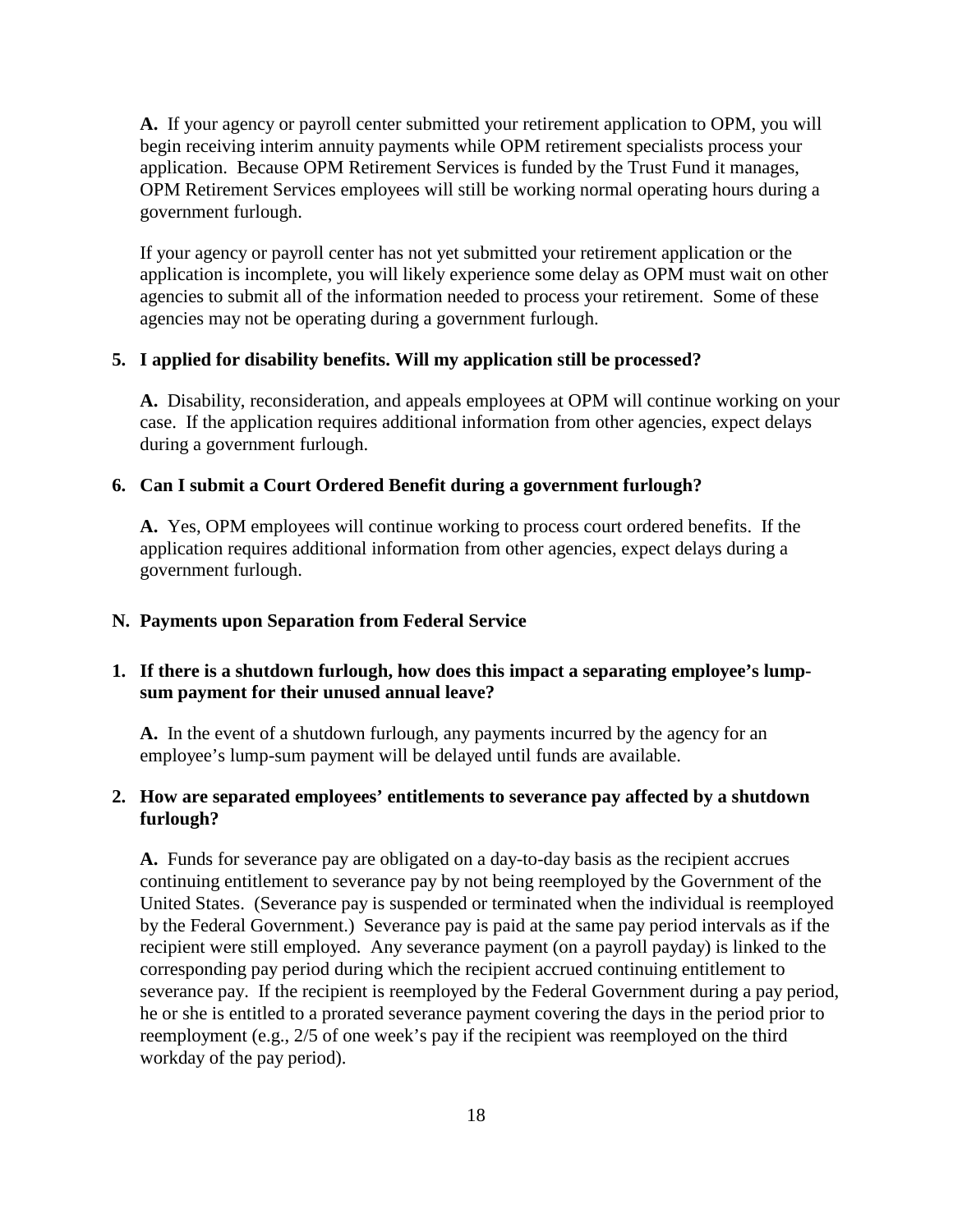**A.** If your agency or payroll center submitted your retirement application to OPM, you will begin receiving interim annuity payments while OPM retirement specialists process your application. Because OPM Retirement Services is funded by the Trust Fund it manages, OPM Retirement Services employees will still be working normal operating hours during a government furlough.

If your agency or payroll center has not yet submitted your retirement application or the application is incomplete, you will likely experience some delay as OPM must wait on other agencies to submit all of the information needed to process your retirement. Some of these agencies may not be operating during a government furlough.

**5. I applied for disability benefits. Will my application still be processed?**

**A.** Disability, reconsideration, and appeals employees at OPM will continue working on your case. If the application requires additional information from other agencies, expect delays during a government furlough.

**6. Can I submit a Court Ordered Benefit during a government furlough?**

**A.** Yes, OPM employees will continue working to process court ordered benefits. If the application requires additional information from other agencies, expect delays during a government furlough.

## N. Payments upon Separation from Federal Service

**1. If there is a shutdown furlough, how does this impact a separating employee's lump-sum payment for their unused annual leave?**

**A.** In the event of a shutdown furlough, any payments incurred by the agency for an employee's lump-sum payment will be delayed until funds are available.

**2. How are separated employees' entitlements to severance pay affected by a shutdown furlough?**

**A.** Funds for severance pay are obligated on a day-to-day basis as the recipient accrues continuing entitlement to severance pay by not being reemployed by the Government of the United States. (Severance pay is suspended or terminated when the individual is reemployed by the Federal Government.) Severance pay is paid at the same pay period intervals as if the recipient were still employed. Any severance payment (on a payroll payday) is linked to the corresponding pay period during which the recipient accrued continuing entitlement to severance pay. If the recipient is reemployed by the Federal Government during a pay period, he or she is entitled to a prorated severance payment covering the days in the period prior to reemployment (e.g., 2/5 of one week's pay if the recipient was reemployed on the third workday of the pay period).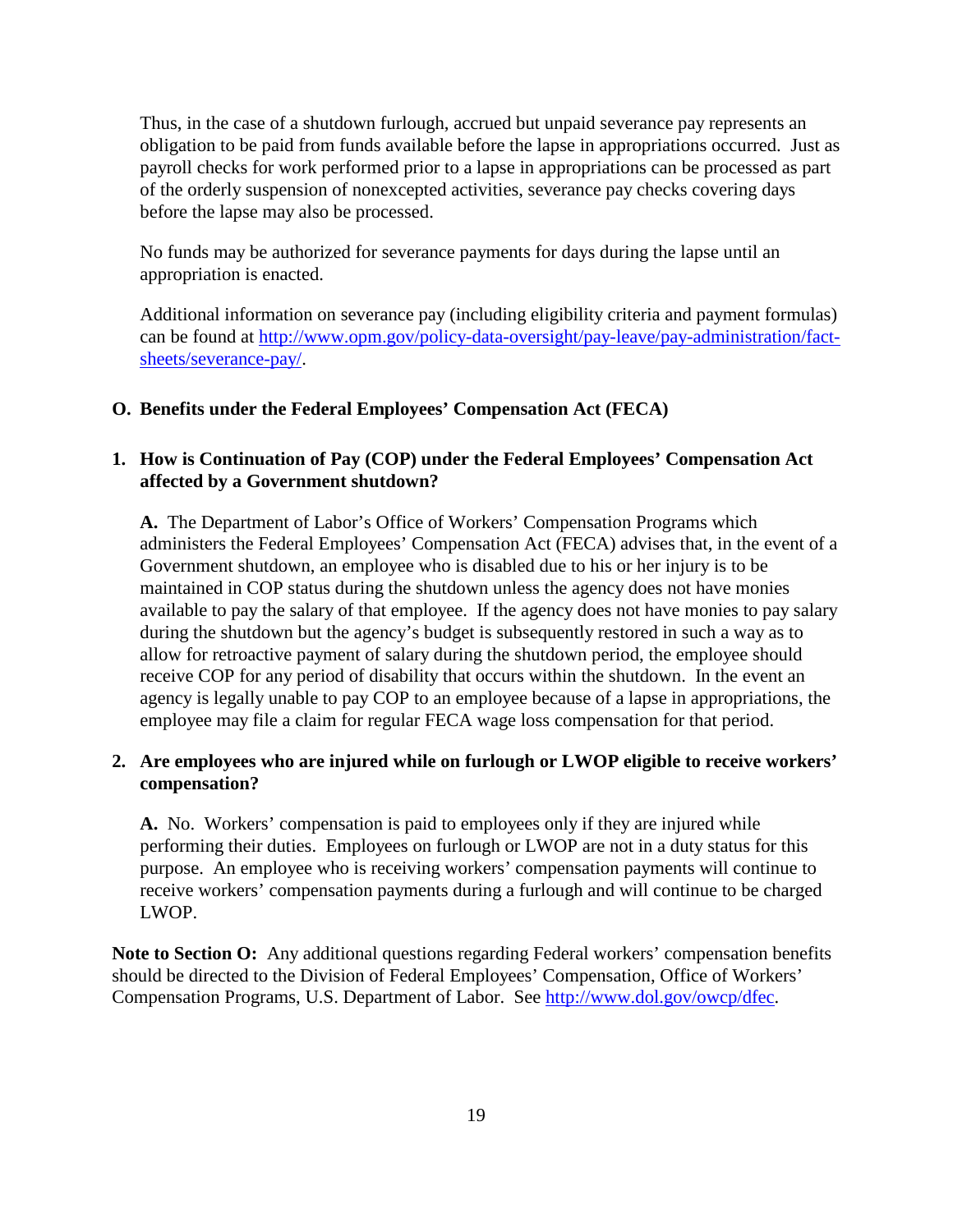Thus, in the case of a shutdown furlough, accrued but unpaid severance pay represents an obligation to be paid from funds available before the lapse in appropriations occurred. Just as payroll checks for work performed prior to a lapse in appropriations can be processed as part of the orderly suspension of nonexcepted activities, severance pay checks covering days before the lapse may also be processed.

No funds may be authorized for severance payments for days during the lapse until an appropriation is enacted.

Additional information on severance pay (including eligibility criteria and payment formulas) can be found at http://www.opm.gov/policy-data-oversight/pay-leave/pay-administration/fact-sheets/severance-pay/.

## O. Benefits under the Federal Employees' Compensation Act (FECA)

### 1. How is Continuation of Pay (COP) under the Federal Employees' Compensation Act affected by a Government shutdown?

**A.** The Department of Labor's Office of Workers' Compensation Programs which administers the Federal Employees' Compensation Act (FECA) advises that, in the event of a Government shutdown, an employee who is disabled due to his or her injury is to be maintained in COP status during the shutdown unless the agency does not have monies available to pay the salary of that employee. If the agency does not have monies to pay salary during the shutdown but the agency's budget is subsequently restored in such a way as to allow for retroactive payment of salary during the shutdown period, the employee should receive COP for any period of disability that occurs within the shutdown. In the event an agency is legally unable to pay COP to an employee because of a lapse in appropriations, the employee may file a claim for regular FECA wage loss compensation for that period.

### 2. Are employees who are injured while on furlough or LWOP eligible to receive workers' compensation?

**A.** No. Workers' compensation is paid to employees only if they are injured while performing their duties. Employees on furlough or LWOP are not in a duty status for this purpose. An employee who is receiving workers' compensation payments will continue to receive workers' compensation payments during a furlough and will continue to be charged LWOP.

**Note to Section O:** Any additional questions regarding Federal workers' compensation benefits should be directed to the Division of Federal Employees' Compensation, Office of Workers' Compensation Programs, U.S. Department of Labor. See http://www.dol.gov/owcp/dfec.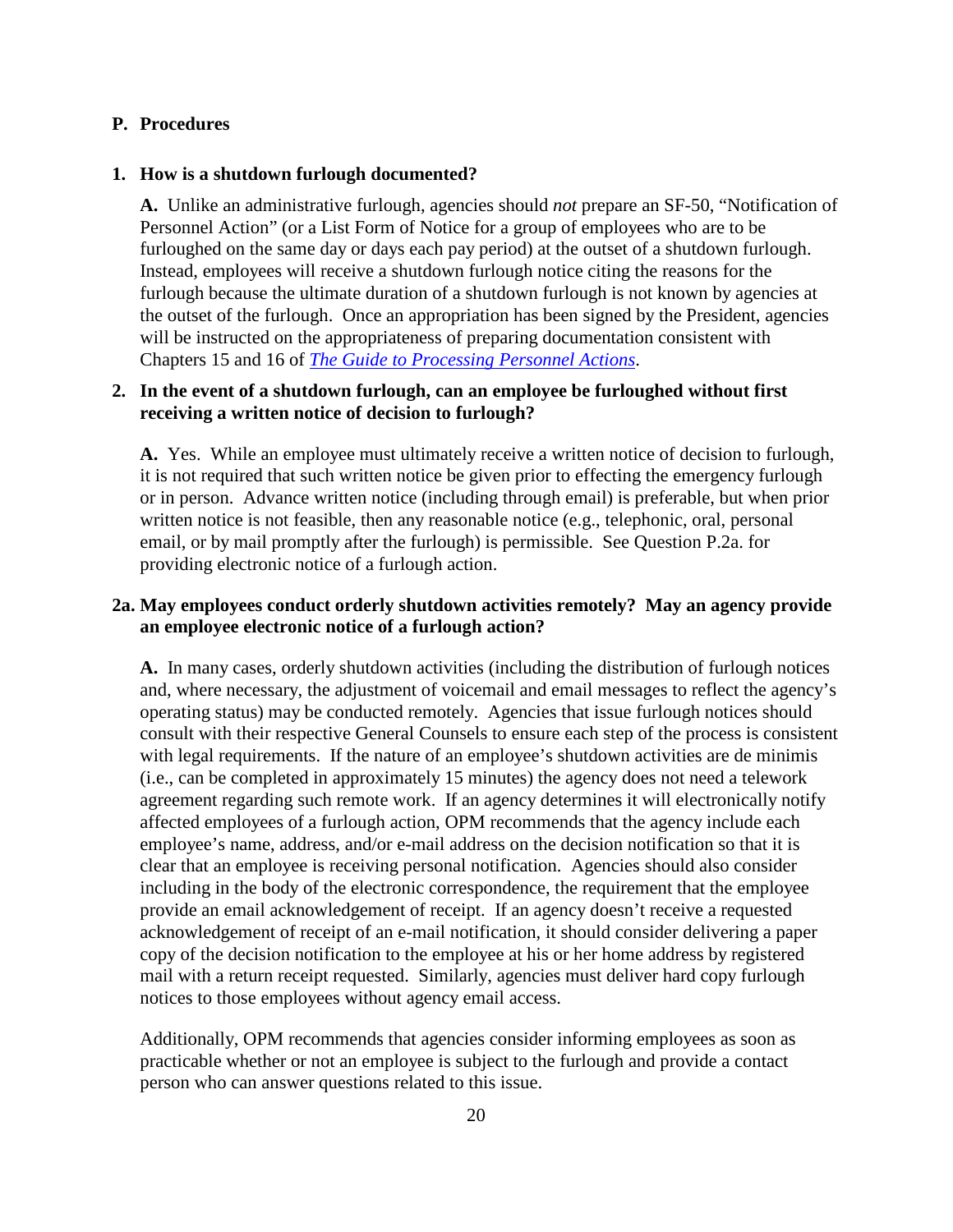## P. Procedures

### 1. How is a shutdown furlough documented?

**A.** Unlike an administrative furlough, agencies should *not* prepare an SF-50, "Notification of Personnel Action" (or a List Form of Notice for a group of employees who are to be furloughed on the same day or days each pay period) at the outset of a shutdown furlough. Instead, employees will receive a shutdown furlough notice citing the reasons for the furlough because the ultimate duration of a shutdown furlough is not known by agencies at the outset of the furlough. Once an appropriation has been signed by the President, agencies will be instructed on the appropriateness of preparing documentation consistent with Chapters 15 and 16 of [*The Guide to Processing Personnel Actions*](https://www.opm.gov/policy-data-oversight/data-analysis-documentation/personnel-documentation/#url=Processing-Personnel-Actions).

### 2. In the event of a shutdown furlough, can an employee be furloughed without first receiving a written notice of decision to furlough?

**A.** Yes. While an employee must ultimately receive a written notice of decision to furlough, it is not required that such written notice be given prior to effecting the emergency furlough or in person. Advance written notice (including through email) is preferable, but when prior written notice is not feasible, then any reasonable notice (e.g., telephonic, oral, personal email, or by mail promptly after the furlough) is permissible. See Question P.2a. for providing electronic notice of a furlough action.

### 2a. May employees conduct orderly shutdown activities remotely? May an agency provide an employee electronic notice of a furlough action?

**A.** In many cases, orderly shutdown activities (including the distribution of furlough notices and, where necessary, the adjustment of voicemail and email messages to reflect the agency's operating status) may be conducted remotely. Agencies that issue furlough notices should consult with their respective General Counsels to ensure each step of the process is consistent with legal requirements. If the nature of an employee's shutdown activities are de minimis (i.e., can be completed in approximately 15 minutes) the agency does not need a telework agreement regarding such remote work. If an agency determines it will electronically notify affected employees of a furlough action, OPM recommends that the agency include each employee's name, address, and/or e-mail address on the decision notification so that it is clear that an employee is receiving personal notification. Agencies should also consider including in the body of the electronic correspondence, the requirement that the employee provide an email acknowledgement of receipt. If an agency doesn't receive a requested acknowledgement of receipt of an e-mail notification, it should consider delivering a paper copy of the decision notification to the employee at his or her home address by registered mail with a return receipt requested. Similarly, agencies must deliver hard copy furlough notices to those employees without agency email access.

Additionally, OPM recommends that agencies consider informing employees as soon as practicable whether or not an employee is subject to the furlough and provide a contact person who can answer questions related to this issue.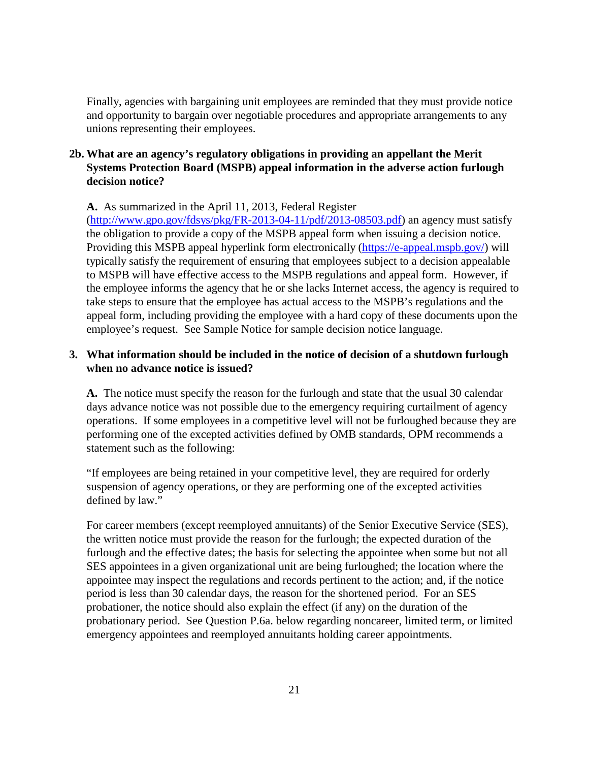Finally, agencies with bargaining unit employees are reminded that they must provide notice and opportunity to bargain over negotiable procedures and appropriate arrangements to any unions representing their employees.

**2b. What are an agency's regulatory obligations in providing an appellant the Merit Systems Protection Board (MSPB) appeal information in the adverse action furlough decision notice?**

**A.** As summarized in the April 11, 2013, Federal Register (http://www.gpo.gov/fdsys/pkg/FR-2013-04-11/pdf/2013-08503.pdf) an agency must satisfy the obligation to provide a copy of the MSPB appeal form when issuing a decision notice. Providing this MSPB appeal hyperlink form electronically (https://e-appeal.mspb.gov/) will typically satisfy the requirement of ensuring that employees subject to a decision appealable to MSPB will have effective access to the MSPB regulations and appeal form. However, if the employee informs the agency that he or she lacks Internet access, the agency is required to take steps to ensure that the employee has actual access to the MSPB's regulations and the appeal form, including providing the employee with a hard copy of these documents upon the employee's request. See Sample Notice for sample decision notice language.

**3. What information should be included in the notice of decision of a shutdown furlough when no advance notice is issued?**

**A.** The notice must specify the reason for the furlough and state that the usual 30 calendar days advance notice was not possible due to the emergency requiring curtailment of agency operations. If some employees in a competitive level will not be furloughed because they are performing one of the excepted activities defined by OMB standards, OPM recommends a statement such as the following:

"If employees are being retained in your competitive level, they are required for orderly suspension of agency operations, or they are performing one of the excepted activities defined by law."

For career members (except reemployed annuitants) of the Senior Executive Service (SES), the written notice must provide the reason for the furlough; the expected duration of the furlough and the effective dates; the basis for selecting the appointee when some but not all SES appointees in a given organizational unit are being furloughed; the location where the appointee may inspect the regulations and records pertinent to the action; and, if the notice period is less than 30 calendar days, the reason for the shortened period. For an SES probationer, the notice should also explain the effect (if any) on the duration of the probationary period. See Question P.6a. below regarding noncareer, limited term, or limited emergency appointees and reemployed annuitants holding career appointments.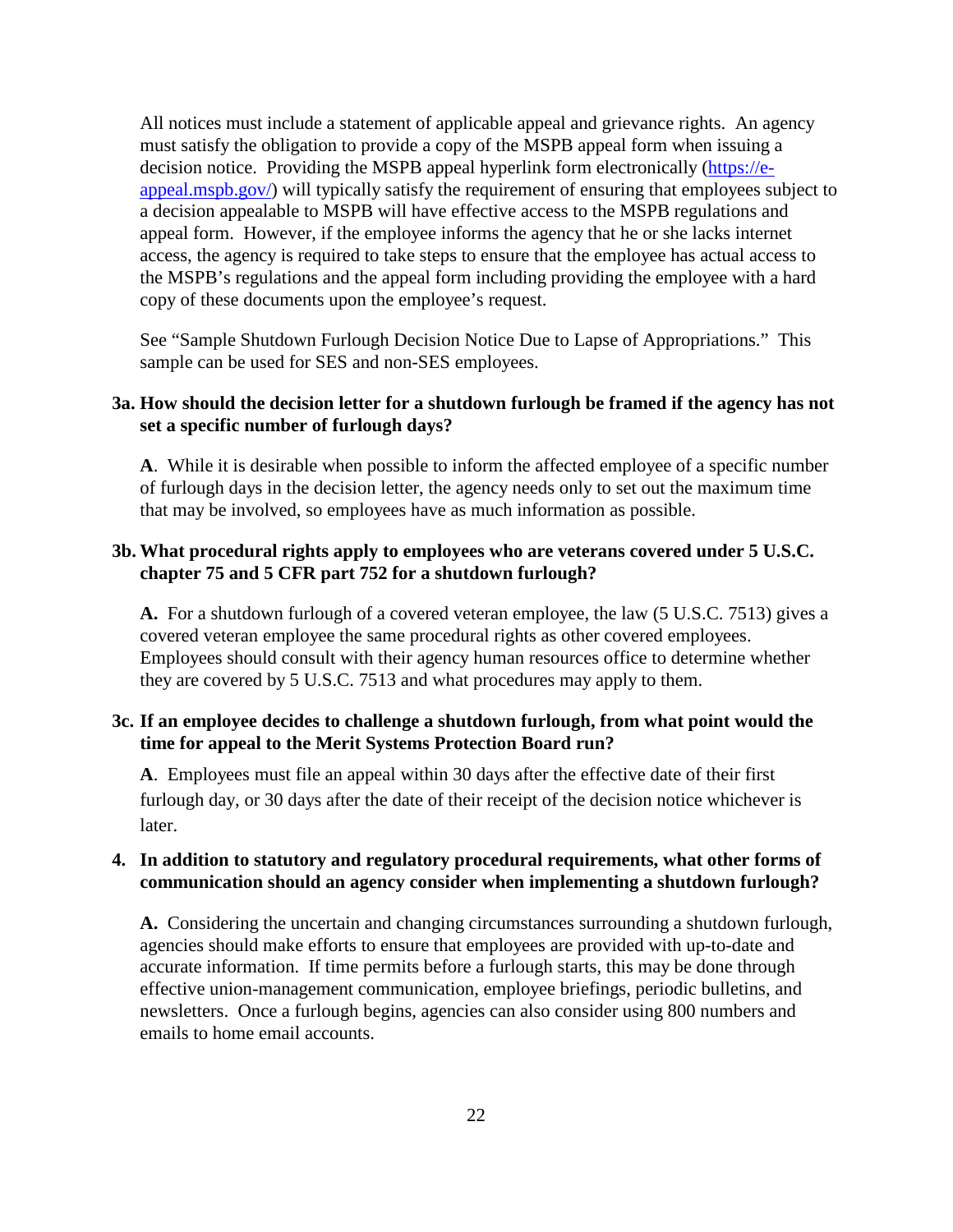All notices must include a statement of applicable appeal and grievance rights. An agency must satisfy the obligation to provide a copy of the MSPB appeal form when issuing a decision notice. Providing the MSPB appeal hyperlink form electronically (https://e-appeal.mspb.gov/) will typically satisfy the requirement of ensuring that employees subject to a decision appealable to MSPB will have effective access to the MSPB regulations and appeal form. However, if the employee informs the agency that he or she lacks internet access, the agency is required to take steps to ensure that the employee has actual access to the MSPB's regulations and the appeal form including providing the employee with a hard copy of these documents upon the employee's request.

See "Sample Shutdown Furlough Decision Notice Due to Lapse of Appropriations." This sample can be used for SES and non-SES employees.

**3a. How should the decision letter for a shutdown furlough be framed if the agency has not set a specific number of furlough days?**

**A**. While it is desirable when possible to inform the affected employee of a specific number of furlough days in the decision letter, the agency needs only to set out the maximum time that may be involved, so employees have as much information as possible.

**3b. What procedural rights apply to employees who are veterans covered under 5 U.S.C. chapter 75 and 5 CFR part 752 for a shutdown furlough?**

**A.** For a shutdown furlough of a covered veteran employee, the law (5 U.S.C. 7513) gives a covered veteran employee the same procedural rights as other covered employees. Employees should consult with their agency human resources office to determine whether they are covered by 5 U.S.C. 7513 and what procedures may apply to them.

**3c. If an employee decides to challenge a shutdown furlough, from what point would the time for appeal to the Merit Systems Protection Board run?**

**A**. Employees must file an appeal within 30 days after the effective date of their first furlough day, or 30 days after the date of their receipt of the decision notice whichever is later.

**4. In addition to statutory and regulatory procedural requirements, what other forms of communication should an agency consider when implementing a shutdown furlough?**

**A.** Considering the uncertain and changing circumstances surrounding a shutdown furlough, agencies should make efforts to ensure that employees are provided with up-to-date and accurate information. If time permits before a furlough starts, this may be done through effective union-management communication, employee briefings, periodic bulletins, and newsletters. Once a furlough begins, agencies can also consider using 800 numbers and emails to home email accounts.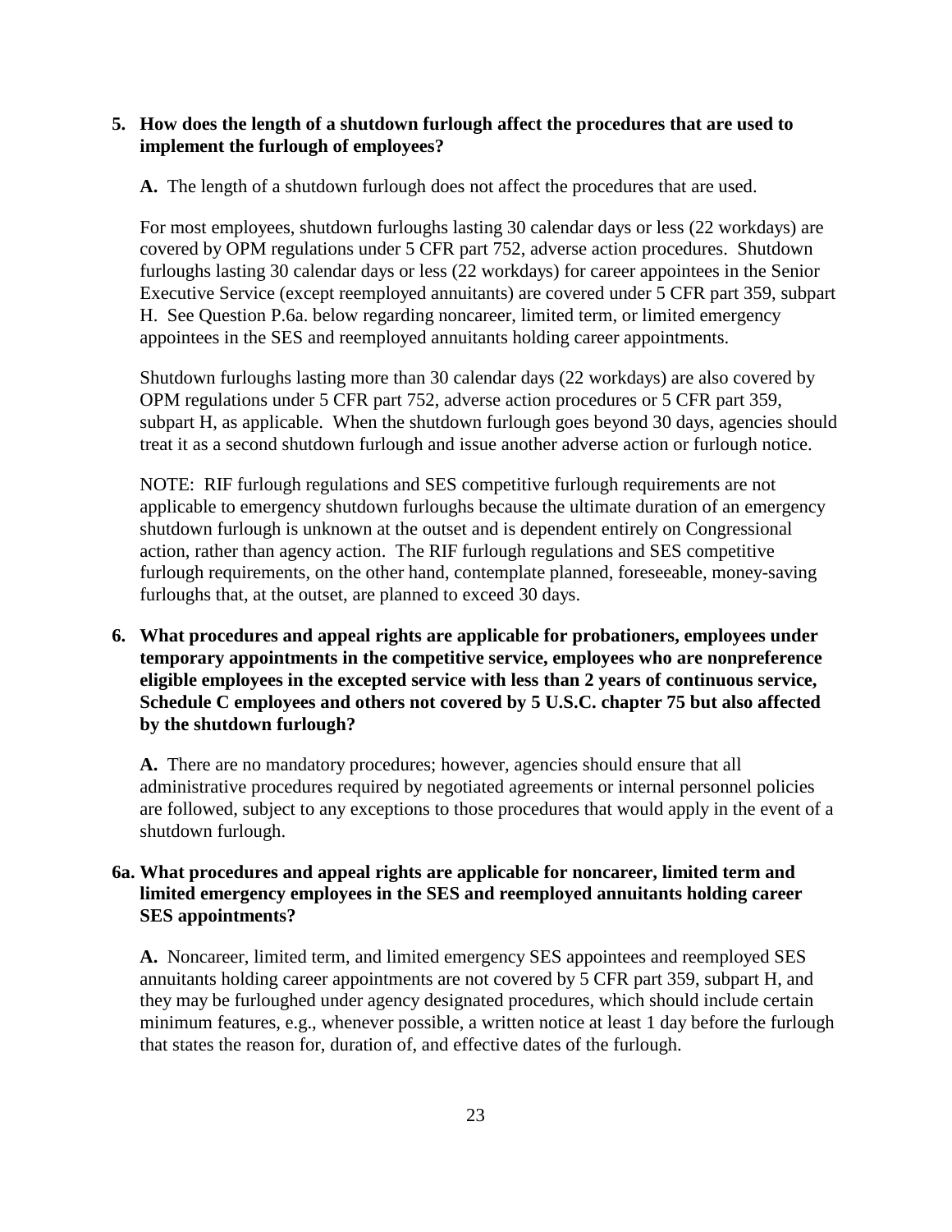**5. How does the length of a shutdown furlough affect the procedures that are used to implement the furlough of employees?**

**A.** The length of a shutdown furlough does not affect the procedures that are used.

For most employees, shutdown furloughs lasting 30 calendar days or less (22 workdays) are covered by OPM regulations under 5 CFR part 752, adverse action procedures. Shutdown furloughs lasting 30 calendar days or less (22 workdays) for career appointees in the Senior Executive Service (except reemployed annuitants) are covered under 5 CFR part 359, subpart H. See Question P.6a. below regarding noncareer, limited term, or limited emergency appointees in the SES and reemployed annuitants holding career appointments.

Shutdown furloughs lasting more than 30 calendar days (22 workdays) are also covered by OPM regulations under 5 CFR part 752, adverse action procedures or 5 CFR part 359, subpart H, as applicable. When the shutdown furlough goes beyond 30 days, agencies should treat it as a second shutdown furlough and issue another adverse action or furlough notice.

NOTE: RIF furlough regulations and SES competitive furlough requirements are not applicable to emergency shutdown furloughs because the ultimate duration of an emergency shutdown furlough is unknown at the outset and is dependent entirely on Congressional action, rather than agency action. The RIF furlough regulations and SES competitive furlough requirements, on the other hand, contemplate planned, foreseeable, money-saving furloughs that, at the outset, are planned to exceed 30 days.

**6. What procedures and appeal rights are applicable for probationers, employees under temporary appointments in the competitive service, employees who are nonpreference eligible employees in the excepted service with less than 2 years of continuous service, Schedule C employees and others not covered by 5 U.S.C. chapter 75 but also affected by the shutdown furlough?**

**A.** There are no mandatory procedures; however, agencies should ensure that all administrative procedures required by negotiated agreements or internal personnel policies are followed, subject to any exceptions to those procedures that would apply in the event of a shutdown furlough.

**6a. What procedures and appeal rights are applicable for noncareer, limited term and limited emergency employees in the SES and reemployed annuitants holding career SES appointments?**

**A.** Noncareer, limited term, and limited emergency SES appointees and reemployed SES annuitants holding career appointments are not covered by 5 CFR part 359, subpart H, and they may be furloughed under agency designated procedures, which should include certain minimum features, e.g., whenever possible, a written notice at least 1 day before the furlough that states the reason for, duration of, and effective dates of the furlough.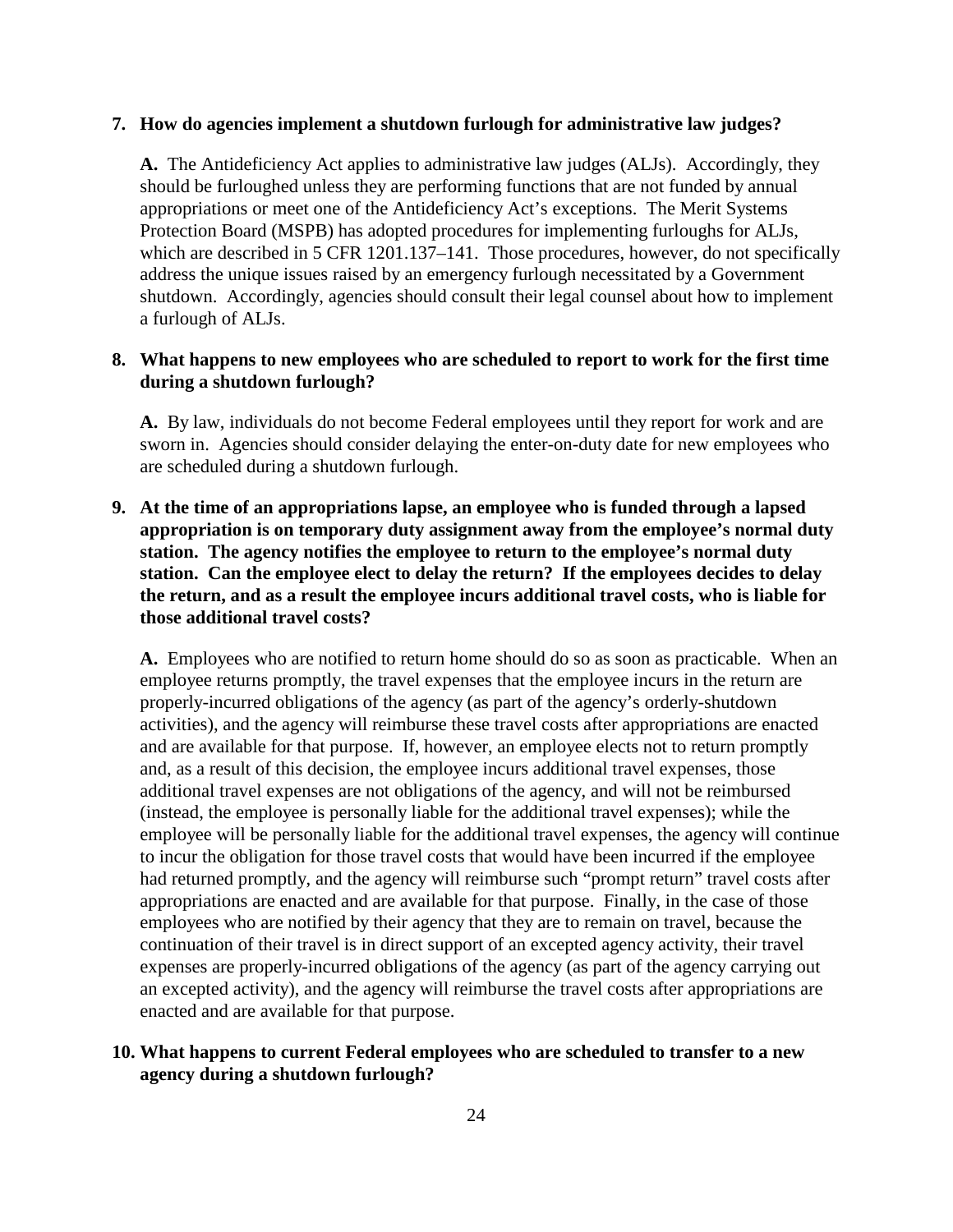**7. How do agencies implement a shutdown furlough for administrative law judges?**

**A.** The Antideficiency Act applies to administrative law judges (ALJs). Accordingly, they should be furloughed unless they are performing functions that are not funded by annual appropriations or meet one of the Antideficiency Act's exceptions. The Merit Systems Protection Board (MSPB) has adopted procedures for implementing furloughs for ALJs, which are described in 5 CFR 1201.137–141. Those procedures, however, do not specifically address the unique issues raised by an emergency furlough necessitated by a Government shutdown. Accordingly, agencies should consult their legal counsel about how to implement a furlough of ALJs.

**8. What happens to new employees who are scheduled to report to work for the first time during a shutdown furlough?**

**A.** By law, individuals do not become Federal employees until they report for work and are sworn in. Agencies should consider delaying the enter-on-duty date for new employees who are scheduled during a shutdown furlough.

**9. At the time of an appropriations lapse, an employee who is funded through a lapsed appropriation is on temporary duty assignment away from the employee's normal duty station. The agency notifies the employee to return to the employee's normal duty station. Can the employee elect to delay the return? If the employees decides to delay the return, and as a result the employee incurs additional travel costs, who is liable for those additional travel costs?**

**A.** Employees who are notified to return home should do so as soon as practicable. When an employee returns promptly, the travel expenses that the employee incurs in the return are properly-incurred obligations of the agency (as part of the agency's orderly-shutdown activities), and the agency will reimburse these travel costs after appropriations are enacted and are available for that purpose. If, however, an employee elects not to return promptly and, as a result of this decision, the employee incurs additional travel expenses, those additional travel expenses are not obligations of the agency, and will not be reimbursed (instead, the employee is personally liable for the additional travel expenses); while the employee will be personally liable for the additional travel expenses, the agency will continue to incur the obligation for those travel costs that would have been incurred if the employee had returned promptly, and the agency will reimburse such "prompt return" travel costs after appropriations are enacted and are available for that purpose. Finally, in the case of those employees who are notified by their agency that they are to remain on travel, because the continuation of their travel is in direct support of an excepted agency activity, their travel expenses are properly-incurred obligations of the agency (as part of the agency carrying out an excepted activity), and the agency will reimburse the travel costs after appropriations are enacted and are available for that purpose.

**10. What happens to current Federal employees who are scheduled to transfer to a new agency during a shutdown furlough?**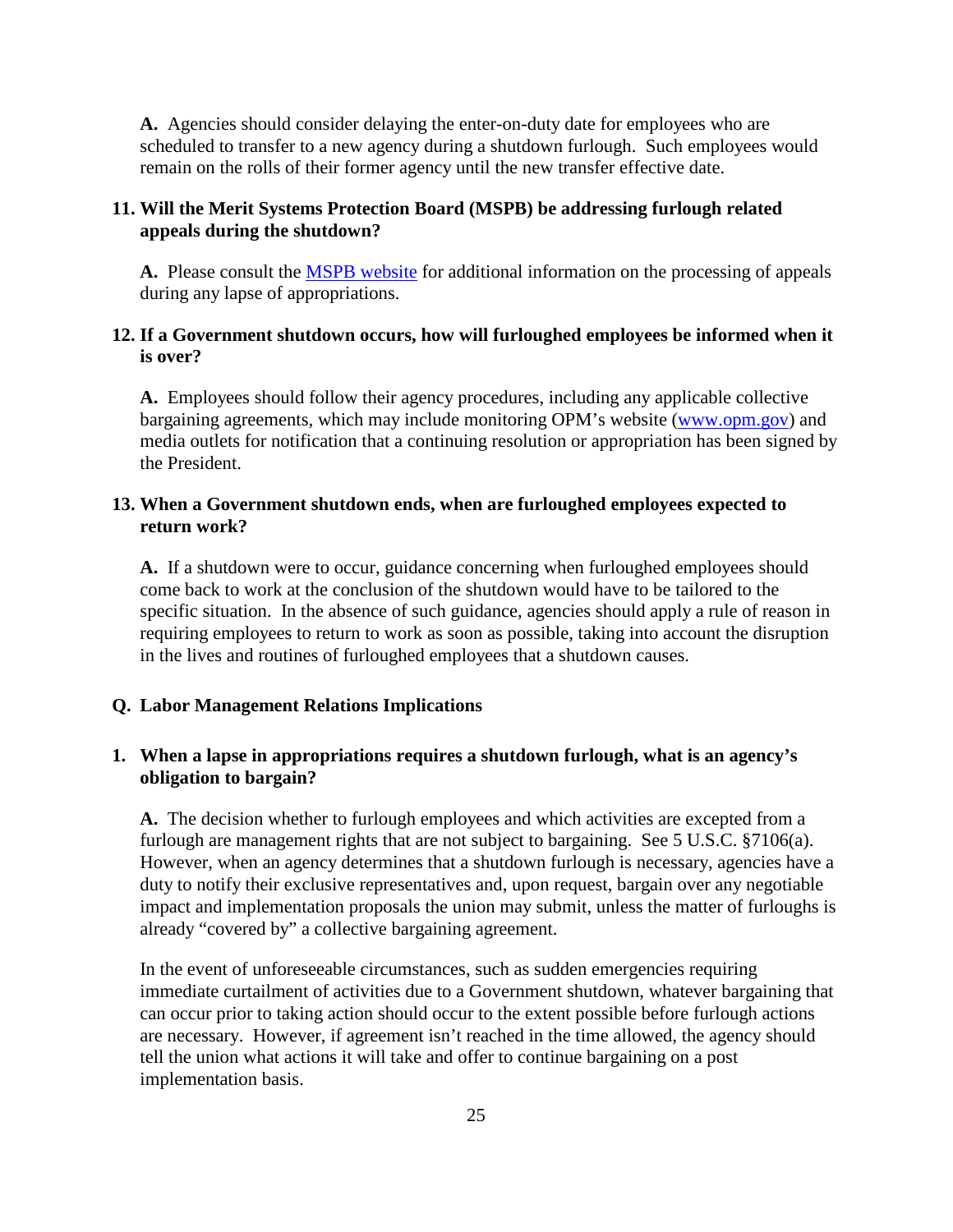**A.** Agencies should consider delaying the enter-on-duty date for employees who are scheduled to transfer to a new agency during a shutdown furlough. Such employees would remain on the rolls of their former agency until the new transfer effective date.

**11. Will the Merit Systems Protection Board (MSPB) be addressing furlough related appeals during the shutdown?**

**A.** Please consult the [MSPB website] for additional information on the processing of appeals during any lapse of appropriations.

**12. If a Government shutdown occurs, how will furloughed employees be informed when it is over?**

**A.** Employees should follow their agency procedures, including any applicable collective bargaining agreements, which may include monitoring OPM's website (www.opm.gov) and media outlets for notification that a continuing resolution or appropriation has been signed by the President.

**13. When a Government shutdown ends, when are furloughed employees expected to return work?**

**A.** If a shutdown were to occur, guidance concerning when furloughed employees should come back to work at the conclusion of the shutdown would have to be tailored to the specific situation. In the absence of such guidance, agencies should apply a rule of reason in requiring employees to return to work as soon as possible, taking into account the disruption in the lives and routines of furloughed employees that a shutdown causes.

## Q. Labor Management Relations Implications

**1. When a lapse in appropriations requires a shutdown furlough, what is an agency's obligation to bargain?**

**A.** The decision whether to furlough employees and which activities are excepted from a furlough are management rights that are not subject to bargaining. See 5 U.S.C. §7106(a). However, when an agency determines that a shutdown furlough is necessary, agencies have a duty to notify their exclusive representatives and, upon request, bargain over any negotiable impact and implementation proposals the union may submit, unless the matter of furloughs is already "covered by" a collective bargaining agreement.

In the event of unforeseeable circumstances, such as sudden emergencies requiring immediate curtailment of activities due to a Government shutdown, whatever bargaining that can occur prior to taking action should occur to the extent possible before furlough actions are necessary. However, if agreement isn't reached in the time allowed, the agency should tell the union what actions it will take and offer to continue bargaining on a post implementation basis.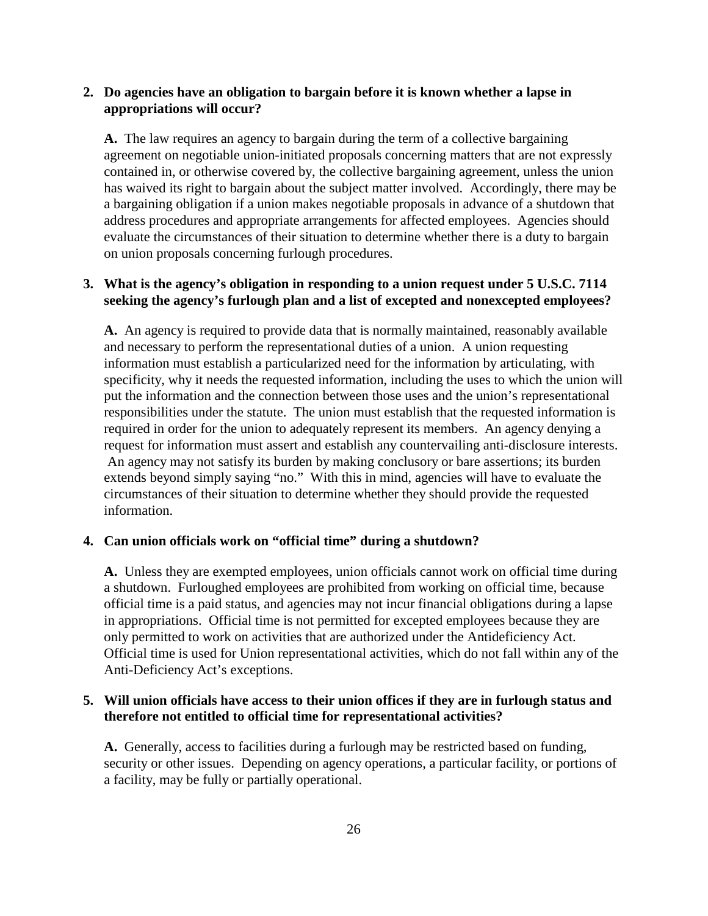**2. Do agencies have an obligation to bargain before it is known whether a lapse in appropriations will occur?**

**A.** The law requires an agency to bargain during the term of a collective bargaining agreement on negotiable union-initiated proposals concerning matters that are not expressly contained in, or otherwise covered by, the collective bargaining agreement, unless the union has waived its right to bargain about the subject matter involved. Accordingly, there may be a bargaining obligation if a union makes negotiable proposals in advance of a shutdown that address procedures and appropriate arrangements for affected employees. Agencies should evaluate the circumstances of their situation to determine whether there is a duty to bargain on union proposals concerning furlough procedures.

**3. What is the agency's obligation in responding to a union request under 5 U.S.C. 7114 seeking the agency's furlough plan and a list of excepted and nonexcepted employees?**

**A.** An agency is required to provide data that is normally maintained, reasonably available and necessary to perform the representational duties of a union. A union requesting information must establish a particularized need for the information by articulating, with specificity, why it needs the requested information, including the uses to which the union will put the information and the connection between those uses and the union's representational responsibilities under the statute. The union must establish that the requested information is required in order for the union to adequately represent its members. An agency denying a request for information must assert and establish any countervailing anti-disclosure interests. An agency may not satisfy its burden by making conclusory or bare assertions; its burden extends beyond simply saying "no." With this in mind, agencies will have to evaluate the circumstances of their situation to determine whether they should provide the requested information.

**4. Can union officials work on "official time" during a shutdown?**

**A.** Unless they are exempted employees, union officials cannot work on official time during a shutdown. Furloughed employees are prohibited from working on official time, because official time is a paid status, and agencies may not incur financial obligations during a lapse in appropriations. Official time is not permitted for excepted employees because they are only permitted to work on activities that are authorized under the Antideficiency Act. Official time is used for Union representational activities, which do not fall within any of the Anti-Deficiency Act's exceptions.

**5. Will union officials have access to their union offices if they are in furlough status and therefore not entitled to official time for representational activities?**

**A.** Generally, access to facilities during a furlough may be restricted based on funding, security or other issues. Depending on agency operations, a particular facility, or portions of a facility, may be fully or partially operational.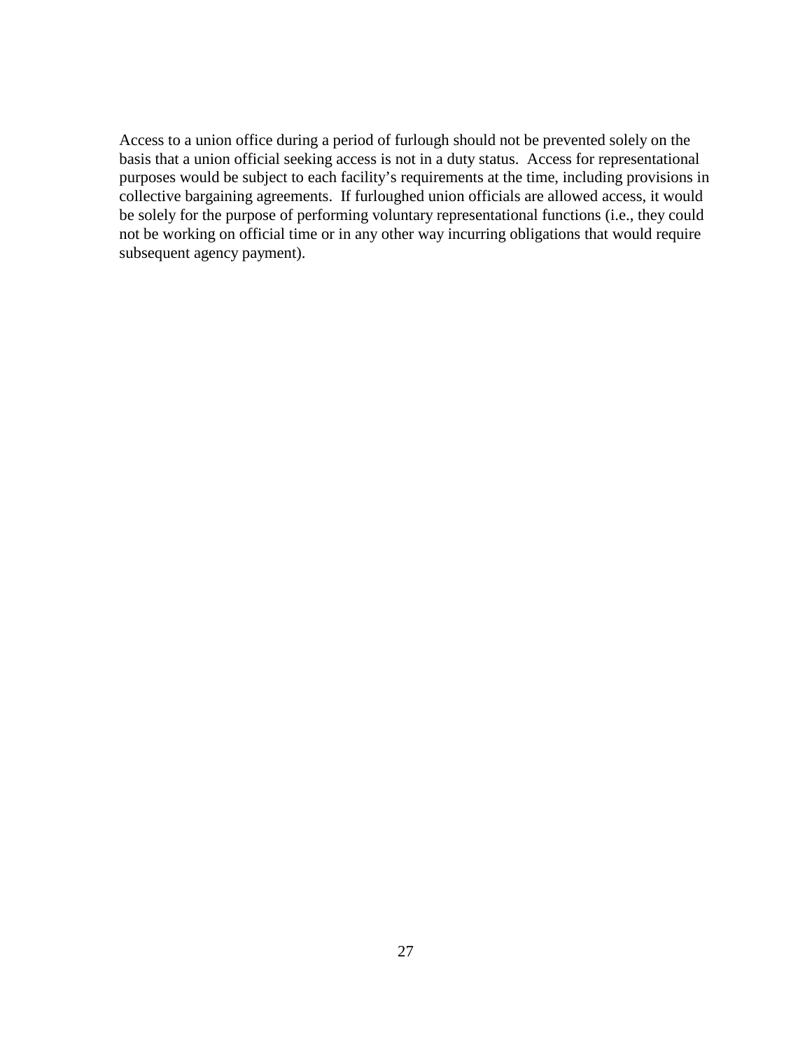Access to a union office during a period of furlough should not be prevented solely on the basis that a union official seeking access is not in a duty status. Access for representational purposes would be subject to each facility's requirements at the time, including provisions in collective bargaining agreements. If furloughed union officials are allowed access, it would be solely for the purpose of performing voluntary representational functions (i.e., they could not be working on official time or in any other way incurring obligations that would require subsequent agency payment).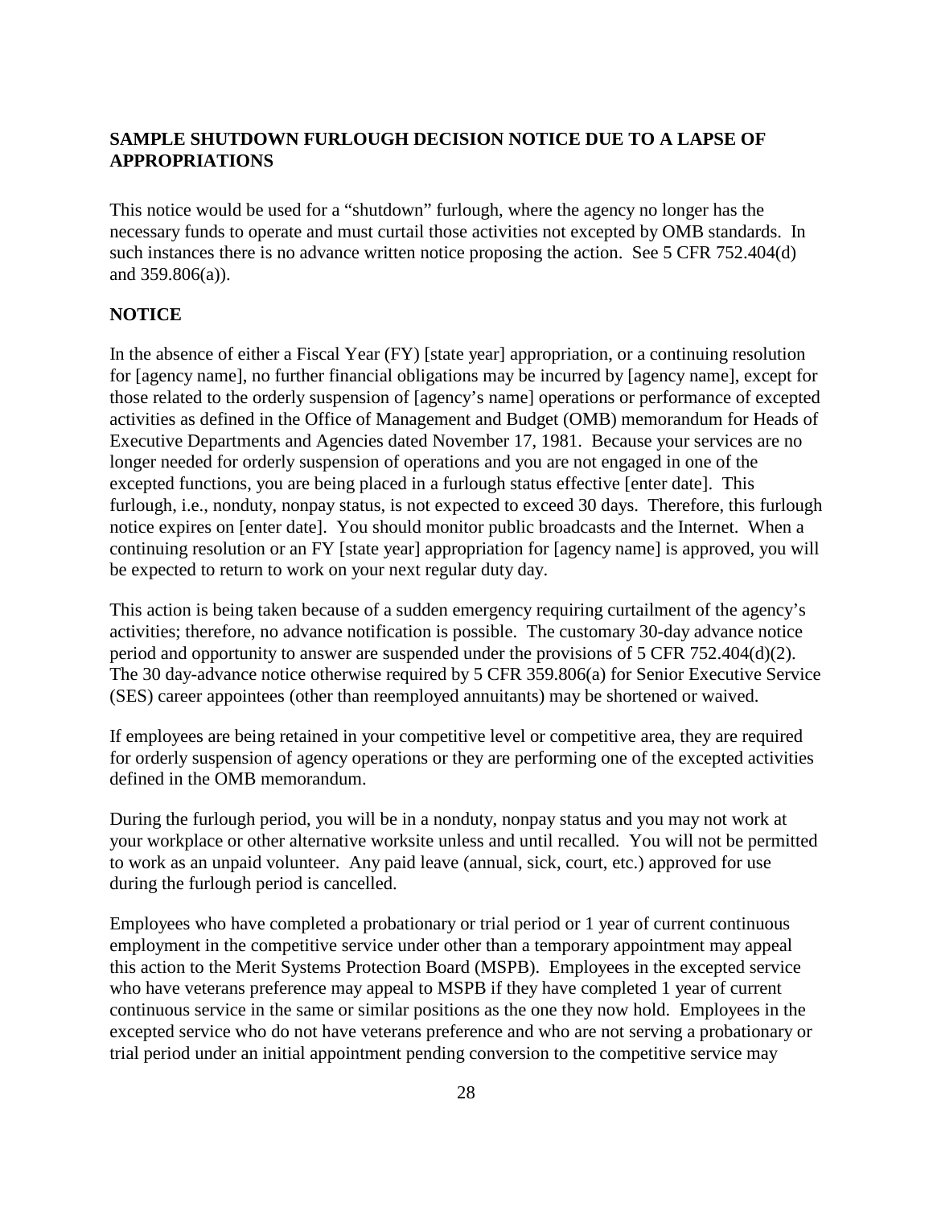## SAMPLE SHUTDOWN FURLOUGH DECISION NOTICE DUE TO A LAPSE OF APPROPRIATIONS

This notice would be used for a "shutdown" furlough, where the agency no longer has the necessary funds to operate and must curtail those activities not excepted by OMB standards. In such instances there is no advance written notice proposing the action. See 5 CFR 752.404(d) and 359.806(a)).

**NOTICE**

In the absence of either a Fiscal Year (FY) [state year] appropriation, or a continuing resolution for [agency name], no further financial obligations may be incurred by [agency name], except for those related to the orderly suspension of [agency's name] operations or performance of excepted activities as defined in the Office of Management and Budget (OMB) memorandum for Heads of Executive Departments and Agencies dated November 17, 1981. Because your services are no longer needed for orderly suspension of operations and you are not engaged in one of the excepted functions, you are being placed in a furlough status effective [enter date]. This furlough, i.e., nonduty, nonpay status, is not expected to exceed 30 days. Therefore, this furlough notice expires on [enter date]. You should monitor public broadcasts and the Internet. When a continuing resolution or an FY [state year] appropriation for [agency name] is approved, you will be expected to return to work on your next regular duty day.

This action is being taken because of a sudden emergency requiring curtailment of the agency's activities; therefore, no advance notification is possible. The customary 30-day advance notice period and opportunity to answer are suspended under the provisions of 5 CFR 752.404(d)(2). The 30 day-advance notice otherwise required by 5 CFR 359.806(a) for Senior Executive Service (SES) career appointees (other than reemployed annuitants) may be shortened or waived.

If employees are being retained in your competitive level or competitive area, they are required for orderly suspension of agency operations or they are performing one of the excepted activities defined in the OMB memorandum.

During the furlough period, you will be in a nonduty, nonpay status and you may not work at your workplace or other alternative worksite unless and until recalled. You will not be permitted to work as an unpaid volunteer. Any paid leave (annual, sick, court, etc.) approved for use during the furlough period is cancelled.

Employees who have completed a probationary or trial period or 1 year of current continuous employment in the competitive service under other than a temporary appointment may appeal this action to the Merit Systems Protection Board (MSPB). Employees in the excepted service who have veterans preference may appeal to MSPB if they have completed 1 year of current continuous service in the same or similar positions as the one they now hold. Employees in the excepted service who do not have veterans preference and who are not serving a probationary or trial period under an initial appointment pending conversion to the competitive service may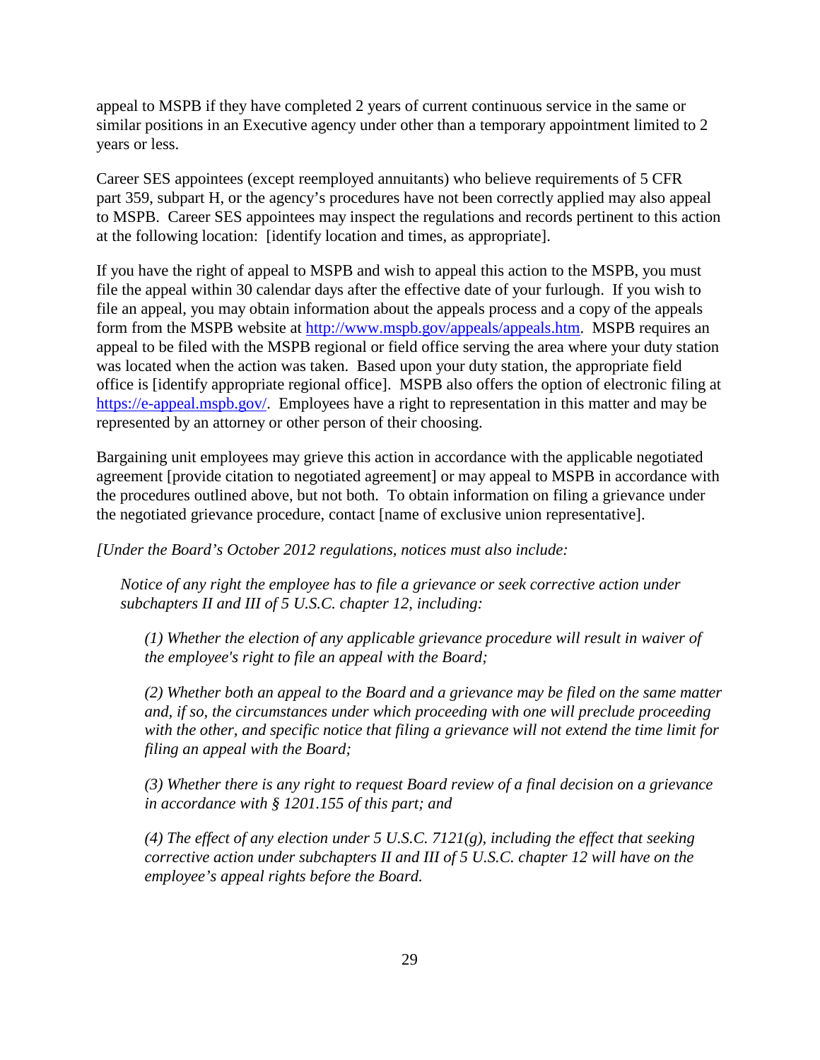appeal to MSPB if they have completed 2 years of current continuous service in the same or similar positions in an Executive agency under other than a temporary appointment limited to 2 years or less.

Career SES appointees (except reemployed annuitants) who believe requirements of 5 CFR part 359, subpart H, or the agency's procedures have not been correctly applied may also appeal to MSPB. Career SES appointees may inspect the regulations and records pertinent to this action at the following location: [identify location and times, as appropriate].

If you have the right of appeal to MSPB and wish to appeal this action to the MSPB, you must file the appeal within 30 calendar days after the effective date of your furlough. If you wish to file an appeal, you may obtain information about the appeals process and a copy of the appeals form from the MSPB website at http://www.mspb.gov/appeals/appeals.htm. MSPB requires an appeal to be filed with the MSPB regional or field office serving the area where your duty station was located when the action was taken. Based upon your duty station, the appropriate field office is [identify appropriate regional office]. MSPB also offers the option of electronic filing at https://e-appeal.mspb.gov/. Employees have a right to representation in this matter and may be represented by an attorney or other person of their choosing.

Bargaining unit employees may grieve this action in accordance with the applicable negotiated agreement [provide citation to negotiated agreement] or may appeal to MSPB in accordance with the procedures outlined above, but not both. To obtain information on filing a grievance under the negotiated grievance procedure, contact [name of exclusive union representative].

*[Under the Board's October 2012 regulations, notices must also include:*

> *Notice of any right the employee has to file a grievance or seek corrective action under subchapters II and III of 5 U.S.C. chapter 12, including:*
>
> > *(1) Whether the election of any applicable grievance procedure will result in waiver of the employee's right to file an appeal with the Board;*
> >
> > *(2) Whether both an appeal to the Board and a grievance may be filed on the same matter and, if so, the circumstances under which proceeding with one will preclude proceeding with the other, and specific notice that filing a grievance will not extend the time limit for filing an appeal with the Board;*
> >
> > *(3) Whether there is any right to request Board review of a final decision on a grievance in accordance with § 1201.155 of this part; and*
> >
> > *(4) The effect of any election under 5 U.S.C. 7121(g), including the effect that seeking corrective action under subchapters II and III of 5 U.S.C. chapter 12 will have on the employee's appeal rights before the Board.*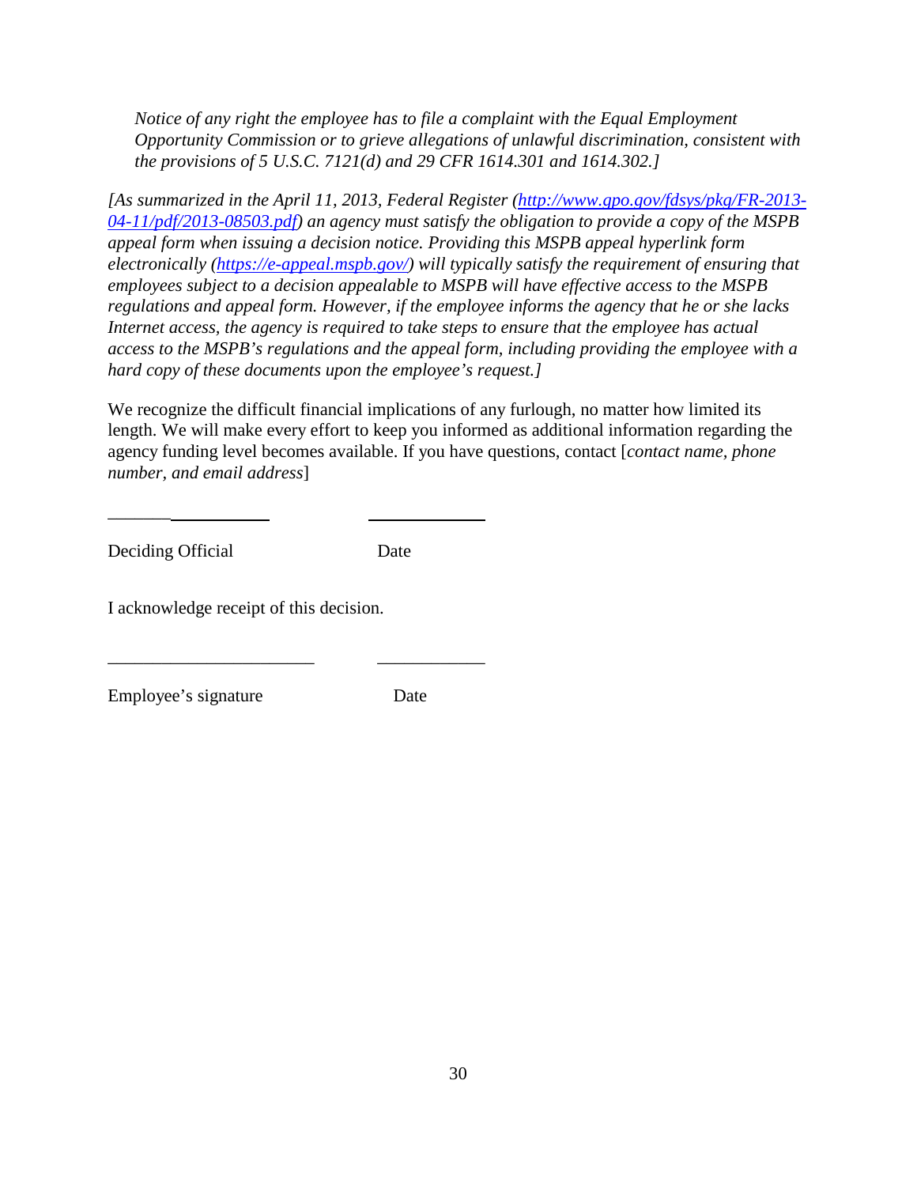*Notice of any right the employee has to file a complaint with the Equal Employment Opportunity Commission or to grieve allegations of unlawful discrimination, consistent with the provisions of 5 U.S.C. 7121(d) and 29 CFR 1614.301 and 1614.302.]*

*[As summarized in the April 11, 2013, Federal Register ([http://www.gpo.gov/fdsys/pkg/FR-2013-04-11/pdf/2013-08503.pdf](http://www.gpo.gov/fdsys/pkg/FR-2013-04-11/pdf/2013-08503.pdf)) an agency must satisfy the obligation to provide a copy of the MSPB appeal form when issuing a decision notice. Providing this MSPB appeal hyperlink form electronically ([https://e-appeal.mspb.gov/](https://e-appeal.mspb.gov/)) will typically satisfy the requirement of ensuring that employees subject to a decision appealable to MSPB will have effective access to the MSPB regulations and appeal form. However, if the employee informs the agency that he or she lacks Internet access, the agency is required to take steps to ensure that the employee has actual access to the MSPB's regulations and the appeal form, including providing the employee with a hard copy of these documents upon the employee's request.]*

We recognize the difficult financial implications of any furlough, no matter how limited its length. We will make every effort to keep you informed as additional information regarding the agency funding level becomes available. If you have questions, contact [*contact name, phone number, and email address*]

____________________ &nbsp;&nbsp;&nbsp;&nbsp;&nbsp;&nbsp;&nbsp;&nbsp; ______________

Deciding Official &nbsp;&nbsp;&nbsp;&nbsp;&nbsp;&nbsp;&nbsp;&nbsp;&nbsp;&nbsp;&nbsp;&nbsp;&nbsp;&nbsp;&nbsp; Date

I acknowledge receipt of this decision.

______________________ &nbsp;&nbsp;&nbsp;&nbsp;&nbsp;&nbsp;&nbsp; ____________

Employee's signature &nbsp;&nbsp;&nbsp;&nbsp;&nbsp;&nbsp;&nbsp;&nbsp;&nbsp;&nbsp;&nbsp;&nbsp;&nbsp; Date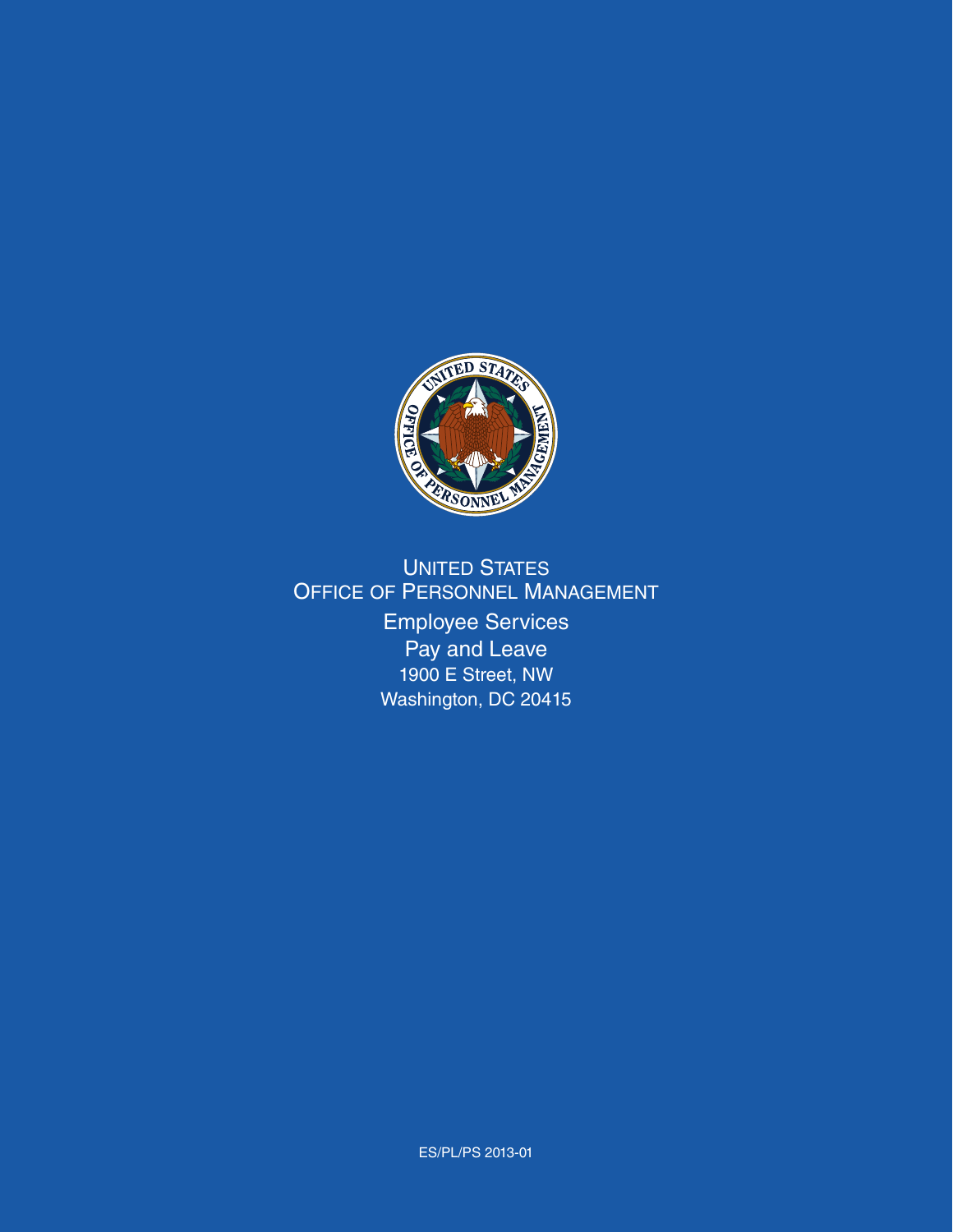United States
Office of Personnel Management

Employee Services
Pay and Leave
1900 E Street, NW
Washington, DC 20415

ES/PL/PS 2013-01